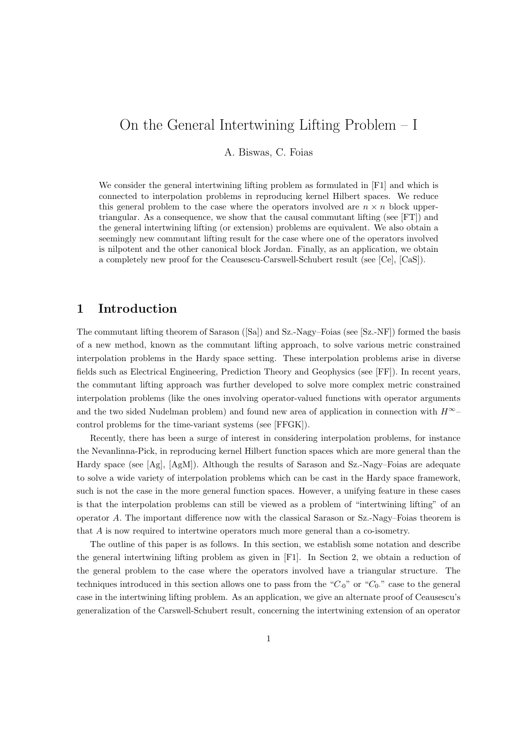# On the General Intertwining Lifting Problem – I

A. Biswas, C. Foias

We consider the general intertwining lifting problem as formulated in [F1] and which is connected to interpolation problems in reproducing kernel Hilbert spaces. We reduce this general problem to the case where the operators involved are $n \times n$ block upper-triangular. As a consequence, we show that the causal commutant lifting (see [FT]) and the general intertwining lifting (or extension) problems are equivalent. We also obtain a seemingly new commutant lifting result for the case where one of the operators involved is nilpotent and the other canonical block Jordan. Finally, as an application, we obtain a completely new proof for the Ceausescu-Carswell-Schubert result (see [Ce], [CaS]).

## 1 Introduction

The commutant lifting theorem of Sarason ([Sa]) and Sz.-Nagy–Foias (see [Sz.-NF]) formed the basis of a new method, known as the commutant lifting approach, to solve various metric constrained interpolation problems in the Hardy space setting. These interpolation problems arise in diverse fields such as Electrical Engineering, Prediction Theory and Geophysics (see [FF]). In recent years, the commutant lifting approach was further developed to solve more complex metric constrained interpolation problems (like the ones involving operator-valued functions with operator arguments and the two sided Nudelman problem) and found new area of application in connection with $H^\infty$–control problems for the time-variant systems (see [FFGK]).

Recently, there has been a surge of interest in considering interpolation problems, for instance the Nevanlinna-Pick, in reproducing kernel Hilbert function spaces which are more general than the Hardy space (see [Ag], [AgM]). Although the results of Sarason and Sz.-Nagy–Foias are adequate to solve a wide variety of interpolation problems which can be cast in the Hardy space framework, such is not the case in the more general function spaces. However, a unifying feature in these cases is that the interpolation problems can still be viewed as a problem of "intertwining lifting" of an operator $A$. The important difference now with the classical Sarason or Sz.-Nagy–Foias theorem is that $A$ is now required to intertwine operators much more general than a co-isometry.

The outline of this paper is as follows. In this section, we establish some notation and describe the general intertwining lifting problem as given in [F1]. In Section 2, we obtain a reduction of the general problem to the case where the operators involved have a triangular structure. The techniques introduced in this section allows one to pass from the "$C_{\cdot 0}$" or "$C_{0\cdot}$" case to the general case in the intertwining lifting problem. As an application, we give an alternate proof of Ceausescu's generalization of the Carswell-Schubert result, concerning the intertwining extension of an operator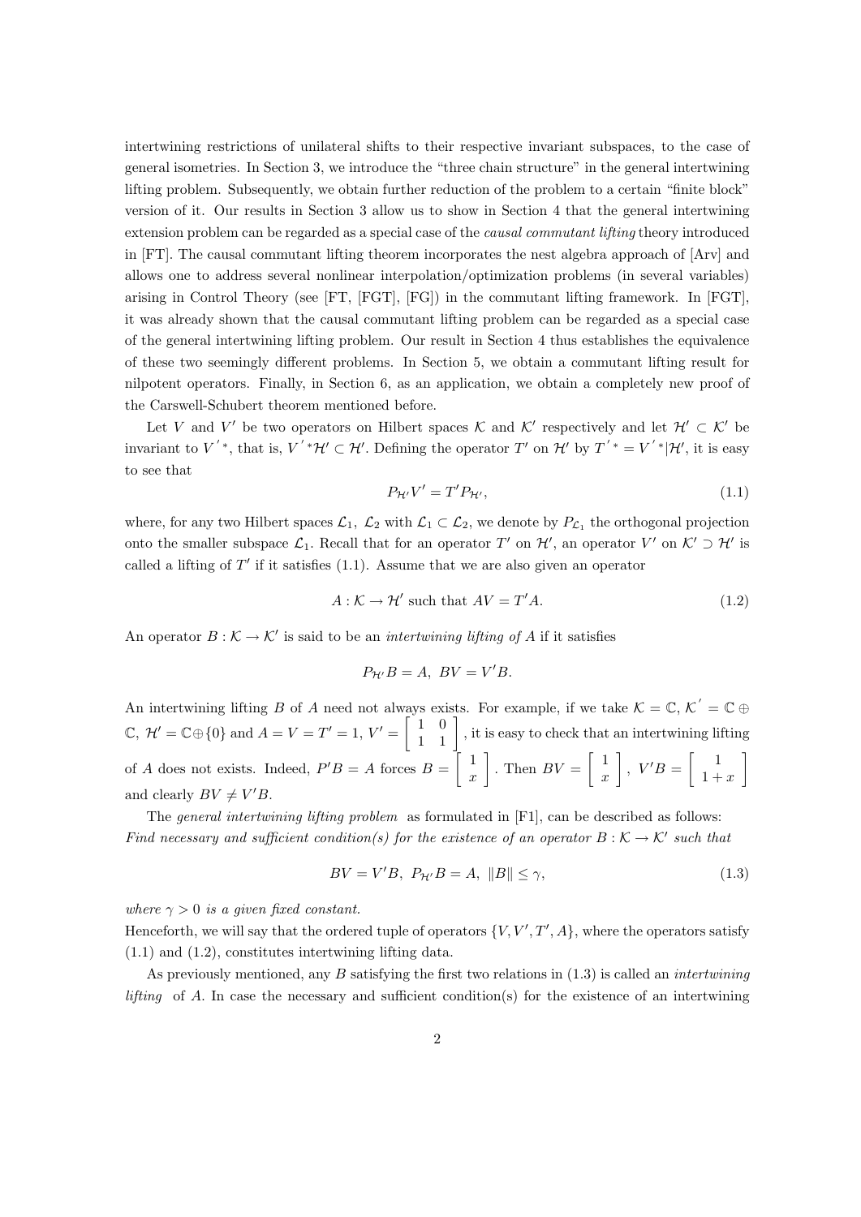intertwining restrictions of unilateral shifts to their respective invariant subspaces, to the case of general isometries. In Section 3, we introduce the "three chain structure" in the general intertwining lifting problem. Subsequently, we obtain further reduction of the problem to a certain "finite block" version of it. Our results in Section 3 allow us to show in Section 4 that the general intertwining extension problem can be regarded as a special case of the *causal commutant lifting* theory introduced in [FT]. The causal commutant lifting theorem incorporates the nest algebra approach of [Arv] and allows one to address several nonlinear interpolation/optimization problems (in several variables) arising in Control Theory (see [FT, [FGT], [FG]) in the commutant lifting framework. In [FGT], it was already shown that the causal commutant lifting problem can be regarded as a special case of the general intertwining lifting problem. Our result in Section 4 thus establishes the equivalence of these two seemingly different problems. In Section 5, we obtain a commutant lifting result for nilpotent operators. Finally, in Section 6, as an application, we obtain a completely new proof of the Carswell-Schubert theorem mentioned before.

Let $V$ and $V'$ be two operators on Hilbert spaces $\mathcal{K}$ and $\mathcal{K}'$ respectively and let $\mathcal{H}' \subset \mathcal{K}'$ be invariant to $V^{'*}$, that is, $V^{'*}\mathcal{H}' \subset \mathcal{H}'$. Defining the operator $T'$ on $\mathcal{H}'$ by $T^{'*} = V^{'*}|\mathcal{H}'$, it is easy to see that

$$P_{\mathcal{H}'}V' = T'P_{\mathcal{H}'}, \tag{1.1}$$

where, for any two Hilbert spaces $\mathcal{L}_1$, $\mathcal{L}_2$ with $\mathcal{L}_1 \subset \mathcal{L}_2$, we denote by $P_{\mathcal{L}_1}$ the orthogonal projection onto the smaller subspace $\mathcal{L}_1$. Recall that for an operator $T'$ on $\mathcal{H}'$, an operator $V'$ on $\mathcal{K}' \supset \mathcal{H}'$ is called a lifting of $T'$ if it satisfies (1.1). Assume that we are also given an operator

$$A : \mathcal{K} \to \mathcal{H}' \text{ such that } AV = T'A. \tag{1.2}$$

An operator $B : \mathcal{K} \to \mathcal{K}'$ is said to be an *intertwining lifting of* $A$ if it satisfies

$$P_{\mathcal{H}'}B = A, \; BV = V'B.$$

An intertwining lifting $B$ of $A$ need not always exists. For example, if we take $\mathcal{K} = \mathbb{C}$, $\mathcal{K}^{'} = \mathbb{C} \oplus \mathbb{C}$, $\mathcal{H}' = \mathbb{C} \oplus \{0\}$ and $A = V = T' = 1$, $V' = \begin{bmatrix} 1 & 0 \\ 1 & 1 \end{bmatrix}$, it is easy to check that an intertwining lifting of $A$ does not exists. Indeed, $P'B = A$ forces $B = \begin{bmatrix} 1 \\ x \end{bmatrix}$. Then $BV = \begin{bmatrix} 1 \\ x \end{bmatrix}$, $V'B = \begin{bmatrix} 1 \\ 1+x \end{bmatrix}$ and clearly $BV \neq V'B$.

The *general intertwining lifting problem* as formulated in [F1], can be described as follows: *Find necessary and sufficient condition(s) for the existence of an operator* $B : \mathcal{K} \to \mathcal{K}'$ *such that*

$$BV = V'B, \; P_{\mathcal{H}'}B = A, \; \|B\| \leq \gamma, \tag{1.3}$$

*where* $\gamma > 0$ *is a given fixed constant.*

Henceforth, we will say that the ordered tuple of operators $\{V, V', T', A\}$, where the operators satisfy (1.1) and (1.2), constitutes intertwining lifting data.

As previously mentioned, any $B$ satisfying the first two relations in (1.3) is called an *intertwining lifting* of $A$. In case the necessary and sufficient condition(s) for the existence of an intertwining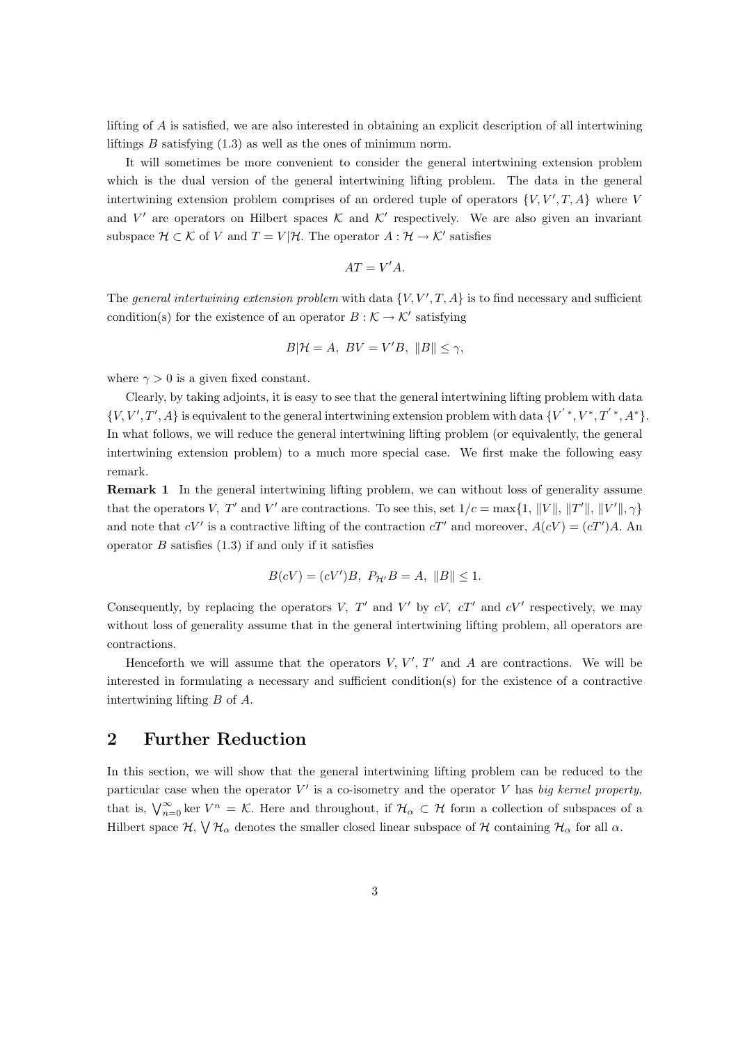lifting of $A$ is satisfied, we are also interested in obtaining an explicit description of all intertwining liftings $B$ satisfying (1.3) as well as the ones of minimum norm.

It will sometimes be more convenient to consider the general intertwining extension problem which is the dual version of the general intertwining lifting problem. The data in the general intertwining extension problem comprises of an ordered tuple of operators $\{V, V', T, A\}$ where $V$ and $V'$ are operators on Hilbert spaces $\mathcal{K}$ and $\mathcal{K}'$ respectively. We are also given an invariant subspace $\mathcal{H} \subset \mathcal{K}$ of $V$ and $T = V|\mathcal{H}$. The operator $A : \mathcal{H} \to \mathcal{K}'$ satisfies

$$AT = V'A.$$

The *general intertwining extension problem* with data $\{V, V', T, A\}$ is to find necessary and sufficient condition(s) for the existence of an operator $B : \mathcal{K} \to \mathcal{K}'$ satisfying

$$B|\mathcal{H} = A, \; BV = V'B, \; \|B\| \leq \gamma,$$

where $\gamma > 0$ is a given fixed constant.

Clearly, by taking adjoints, it is easy to see that the general intertwining lifting problem with data $\{V, V', T', A\}$ is equivalent to the general intertwining extension problem with data $\{V'^*, V^*, T'^*, A^*\}$. In what follows, we will reduce the general intertwining lifting problem (or equivalently, the general intertwining extension problem) to a much more special case. We first make the following easy remark.

**Remark 1** In the general intertwining lifting problem, we can without loss of generality assume that the operators $V$, $T'$ and $V'$ are contractions. To see this, set $1/c = \max\{1, \|V\|, \|T'\|, \|V'\|, \gamma\}$ and note that $cV'$ is a contractive lifting of the contraction $cT'$ and moreover, $A(cV) = (cT')A$. An operator $B$ satisfies (1.3) if and only if it satisfies

$$B(cV) = (cV')B, \; P_{\mathcal{H}'}B = A, \; \|B\| \leq 1.$$

Consequently, by replacing the operators $V$, $T'$ and $V'$ by $cV$, $cT'$ and $cV'$ respectively, we may without loss of generality assume that in the general intertwining lifting problem, all operators are contractions.

Henceforth we will assume that the operators $V$, $V'$, $T'$ and $A$ are contractions. We will be interested in formulating a necessary and sufficient condition(s) for the existence of a contractive intertwining lifting $B$ of $A$.

## 2 Further Reduction

In this section, we will show that the general intertwining lifting problem can be reduced to the particular case when the operator $V'$ is a co-isometry and the operator $V$ has *big kernel property,* that is, $\bigvee_{n=0}^{\infty} \ker V^n = \mathcal{K}$. Here and throughout, if $\mathcal{H}_\alpha \subset \mathcal{H}$ form a collection of subspaces of a Hilbert space $\mathcal{H}$, $\bigvee \mathcal{H}_\alpha$ denotes the smaller closed linear subspace of $\mathcal{H}$ containing $\mathcal{H}_\alpha$ for all $\alpha$.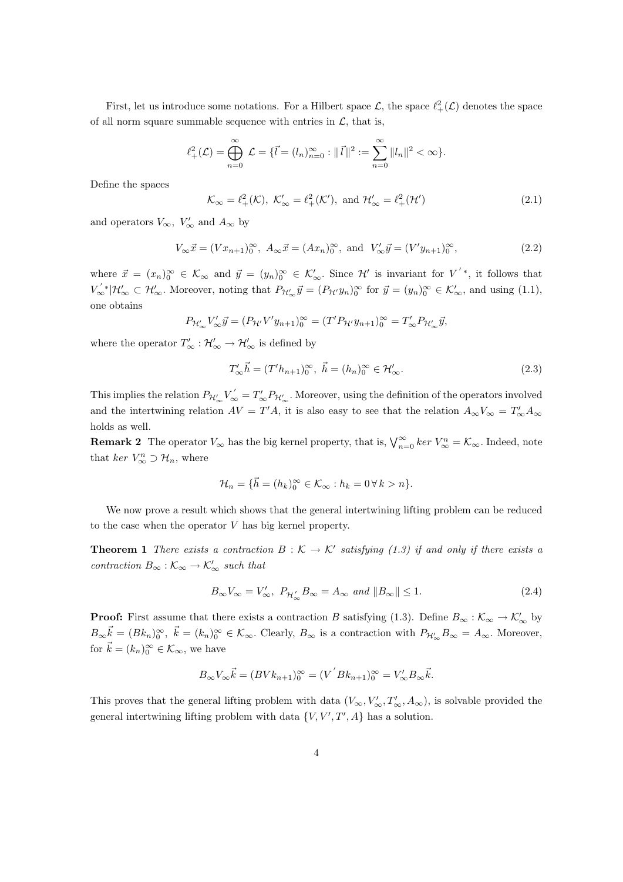First, let us introduce some notations. For a Hilbert space $\mathcal{L}$, the space $\ell^2_+(\mathcal{L})$ denotes the space of all norm square summable sequence with entries in $\mathcal{L}$, that is,

$$\ell^2_+(\mathcal{L}) = \bigoplus_{n=0}^{\infty} \mathcal{L} = \{\vec{l} = (l_n)_{n=0}^{\infty} : \|\vec{l}\|^2 := \sum_{n=0}^{\infty} \|l_n\|^2 < \infty\}.$$

Define the spaces

$$\mathcal{K}_\infty = \ell^2_+(\mathcal{K}),\ \mathcal{K}'_\infty = \ell^2_+(\mathcal{K}'),\ \text{and}\ \mathcal{H}'_\infty = \ell^2_+(\mathcal{H}') \tag{2.1}$$

and operators $V_\infty$, $V'_\infty$ and $A_\infty$ by

$$V_\infty \vec{x} = (Vx_{n+1})_0^\infty,\ A_\infty \vec{x} = (Ax_n)_0^\infty,\ \text{and}\ V'_\infty \vec{y} = (V'y_{n+1})_0^\infty, \tag{2.2}$$

where $\vec{x} = (x_n)_0^\infty \in \mathcal{K}_\infty$ and $\vec{y} = (y_n)_0^\infty \in \mathcal{K}'_\infty$. Since $\mathcal{H}'$ is invariant for $V'^*$, it follows that $V'^*_\infty|\mathcal{H}'_\infty \subset \mathcal{H}'_\infty$. Moreover, noting that $P_{\mathcal{H}'_\infty}\vec{y} = (P_{\mathcal{H}'}y_n)_0^\infty$ for $\vec{y} = (y_n)_0^\infty \in \mathcal{K}'_\infty$, and using (1.1), one obtains

$$P_{\mathcal{H}'_\infty} V'_\infty \vec{y} = (P_{\mathcal{H}'}V'y_{n+1})_0^\infty = (T'P_{\mathcal{H}'}y_{n+1})_0^\infty = T'_\infty P_{\mathcal{H}'_\infty}\vec{y},$$

where the operator $T'_\infty : \mathcal{H}'_\infty \to \mathcal{H}'_\infty$ is defined by

$$T'_\infty \vec{h} = (T'h_{n+1})_0^\infty,\ \vec{h} = (h_n)_0^\infty \in \mathcal{H}'_\infty. \tag{2.3}$$

This implies the relation $P_{\mathcal{H}'_\infty} V'_\infty = T'_\infty P_{\mathcal{H}'_\infty}$. Moreover, using the definition of the operators involved and the intertwining relation $AV = T'A$, it is also easy to see that the relation $A_\infty V_\infty = T'_\infty A_\infty$ holds as well.

**Remark 2** The operator $V_\infty$ has the big kernel property, that is, $\bigvee_{n=0}^{\infty} ker\ V_\infty^n = \mathcal{K}_\infty$. Indeed, note that $ker\ V_\infty^n \supset \mathcal{H}_n$, where

$$\mathcal{H}_n = \{\vec{h} = (h_k)_0^\infty \in \mathcal{K}_\infty : h_k = 0\,\forall\, k > n\}.$$

We now prove a result which shows that the general intertwining lifting problem can be reduced to the case when the operator $V$ has big kernel property.

**Theorem 1** *There exists a contraction $B : \mathcal{K} \to \mathcal{K}'$ satisfying (1.3) if and only if there exists a contraction $B_\infty : \mathcal{K}_\infty \to \mathcal{K}'_\infty$ such that*

$$B_\infty V_\infty = V'_\infty,\ P_{\mathcal{H}'_\infty} B_\infty = A_\infty\ \text{and}\ \|B_\infty\| \le 1. \tag{2.4}$$

**Proof:** First assume that there exists a contraction $B$ satisfying (1.3). Define $B_\infty : \mathcal{K}_\infty \to \mathcal{K}'_\infty$ by $B_\infty \vec{k} = (Bk_n)_0^\infty$, $\vec{k} = (k_n)_0^\infty \in \mathcal{K}_\infty$. Clearly, $B_\infty$ is a contraction with $P_{\mathcal{H}'_\infty} B_\infty = A_\infty$. Moreover, for $\vec{k} = (k_n)_0^\infty \in \mathcal{K}_\infty$, we have

$$B_\infty V_\infty \vec{k} = (BVk_{n+1})_0^\infty = (V'Bk_{n+1})_0^\infty = V'_\infty B_\infty \vec{k}.$$

This proves that the general lifting problem with data $(V_\infty, V'_\infty, T'_\infty, A_\infty)$, is solvable provided the general intertwining lifting problem with data $\{V, V', T', A\}$ has a solution.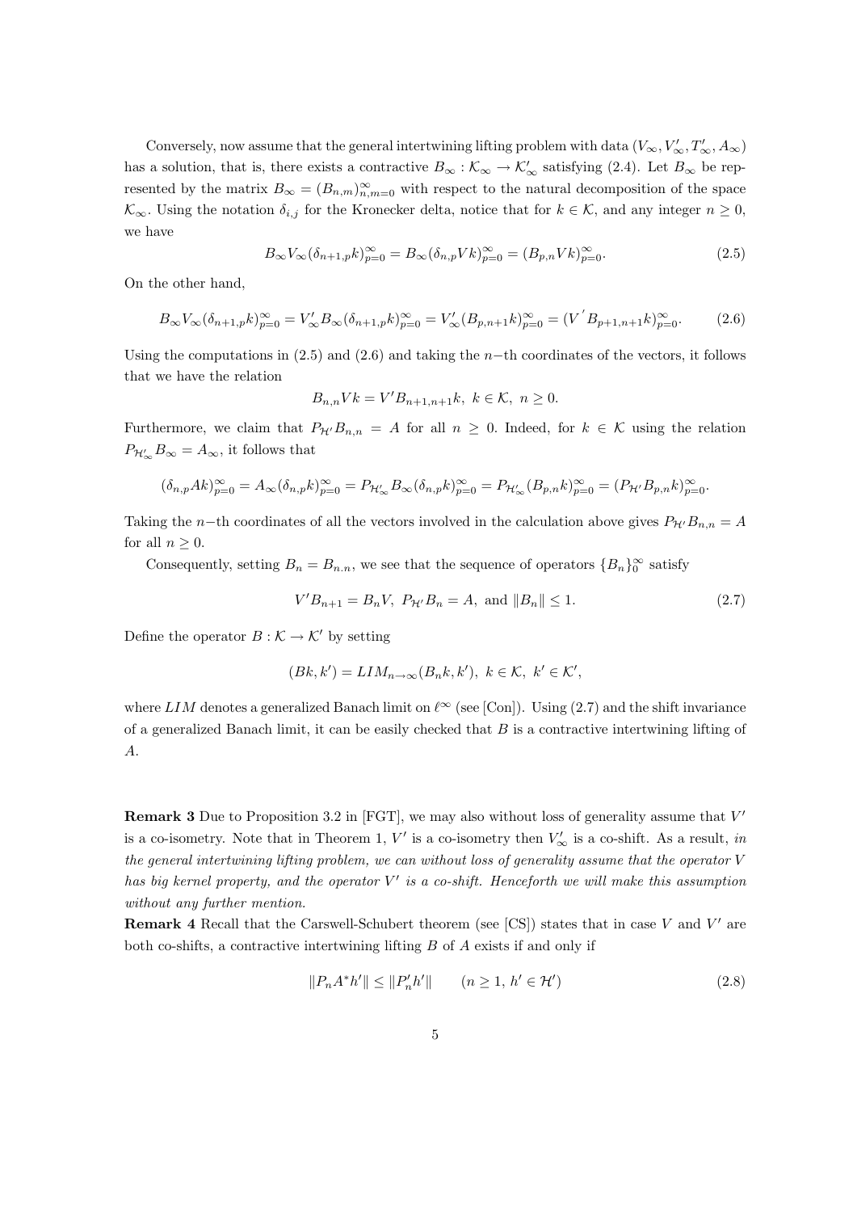Conversely, now assume that the general intertwining lifting problem with data $(V_\infty, V'_\infty, T'_\infty, A_\infty)$ has a solution, that is, there exists a contractive $B_\infty : \mathcal{K}_\infty \to \mathcal{K}'_\infty$ satisfying (2.4). Let $B_\infty$ be represented by the matrix $B_\infty = (B_{n,m})_{n,m=0}^\infty$ with respect to the natural decomposition of the space $\mathcal{K}_\infty$. Using the notation $\delta_{i,j}$ for the Kronecker delta, notice that for $k \in \mathcal{K}$, and any integer $n \geq 0$, we have

$$B_\infty V_\infty (\delta_{n+1,p} k)_{p=0}^\infty = B_\infty (\delta_{n,p} V k)_{p=0}^\infty = (B_{p,n} V k)_{p=0}^\infty. \tag{2.5}$$

On the other hand,

$$B_\infty V_\infty (\delta_{n+1,p} k)_{p=0}^\infty = V'_\infty B_\infty (\delta_{n+1,p} k)_{p=0}^\infty = V'_\infty (B_{p,n+1} k)_{p=0}^\infty = (V' B_{p+1,n+1} k)_{p=0}^\infty. \tag{2.6}$$

Using the computations in (2.5) and (2.6) and taking the $n-$th coordinates of the vectors, it follows that we have the relation

$$B_{n,n} V k = V' B_{n+1,n+1} k, \; k \in \mathcal{K}, \; n \geq 0.$$

Furthermore, we claim that $P_{\mathcal{H}'} B_{n,n} = A$ for all $n \geq 0$. Indeed, for $k \in \mathcal{K}$ using the relation $P_{\mathcal{H}'_\infty} B_\infty = A_\infty$, it follows that

$$(\delta_{n,p} A k)_{p=0}^\infty = A_\infty (\delta_{n,p} k)_{p=0}^\infty = P_{\mathcal{H}'_\infty} B_\infty (\delta_{n,p} k)_{p=0}^\infty = P_{\mathcal{H}'_\infty} (B_{p,n} k)_{p=0}^\infty = (P_{\mathcal{H}'} B_{p,n} k)_{p=0}^\infty.$$

Taking the $n-$th coordinates of all the vectors involved in the calculation above gives $P_{\mathcal{H}'} B_{n,n} = A$ for all $n \geq 0$.

Consequently, setting $B_n = B_{n.n}$, we see that the sequence of operators $\{B_n\}_0^\infty$ satisfy

$$V' B_{n+1} = B_n V, \; P_{\mathcal{H}'} B_n = A, \text{ and } \|B_n\| \leq 1. \tag{2.7}$$

Define the operator $B : \mathcal{K} \to \mathcal{K}'$ by setting

$$(Bk, k') = LIM_{n\to\infty} (B_n k, k'), \; k \in \mathcal{K}, \; k' \in \mathcal{K}',$$

where $LIM$ denotes a generalized Banach limit on $\ell^\infty$ (see [Con]). Using (2.7) and the shift invariance of a generalized Banach limit, it can be easily checked that $B$ is a contractive intertwining lifting of $A$.

**Remark 3** Due to Proposition 3.2 in [FGT], we may also without loss of generality assume that $V'$ is a co-isometry. Note that in Theorem 1, $V'$ is a co-isometry then $V'_\infty$ is a co-shift. As a result, *in the general intertwining lifting problem, we can without loss of generality assume that the operator $V$ has big kernel property, and the operator $V'$ is a co-shift. Henceforth we will make this assumption without any further mention.*

**Remark 4** Recall that the Carswell-Schubert theorem (see [CS]) states that in case $V$ and $V'$ are both co-shifts, a contractive intertwining lifting $B$ of $A$ exists if and only if

$$\|P_n A^* h'\| \leq \|P'_n h'\| \qquad (n \geq 1, \, h' \in \mathcal{H}') \tag{2.8}$$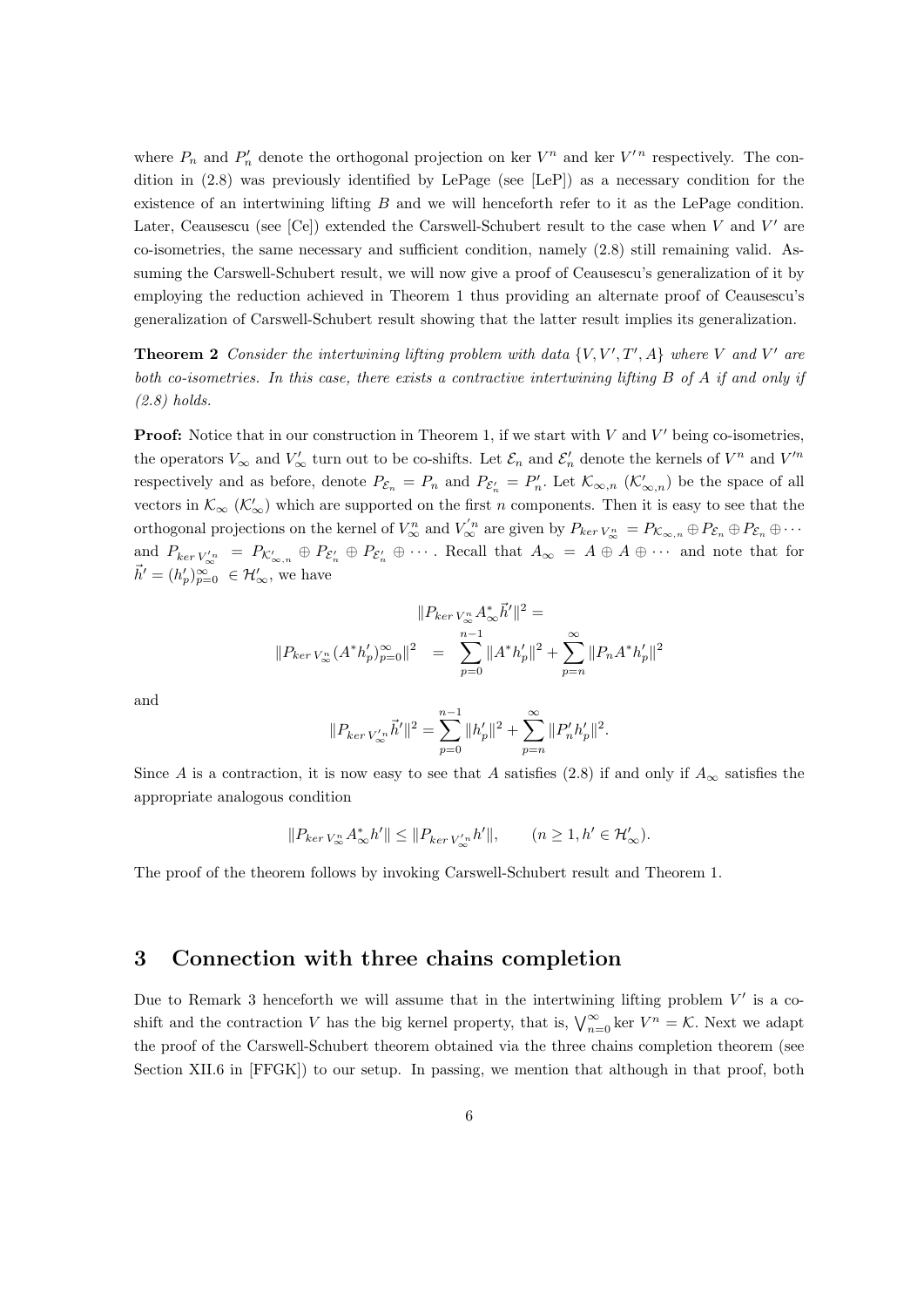where $P_n$ and $P'_n$ denote the orthogonal projection on ker $V^n$ and ker $V'^n$ respectively. The condition in (2.8) was previously identified by LePage (see [LeP]) as a necessary condition for the existence of an intertwining lifting $B$ and we will henceforth refer to it as the LePage condition. Later, Ceausescu (see [Ce]) extended the Carswell-Schubert result to the case when $V$ and $V'$ are co-isometries, the same necessary and sufficient condition, namely (2.8) still remaining valid. Assuming the Carswell-Schubert result, we will now give a proof of Ceausescu's generalization of it by employing the reduction achieved in Theorem 1 thus providing an alternate proof of Ceausescu's generalization of Carswell-Schubert result showing that the latter result implies its generalization.

**Theorem 2** *Consider the intertwining lifting problem with data $\{V, V', T', A\}$ where $V$ and $V'$ are both co-isometries. In this case, there exists a contractive intertwining lifting $B$ of $A$ if and only if (2.8) holds.*

**Proof:** Notice that in our construction in Theorem 1, if we start with $V$ and $V'$ being co-isometries, the operators $V_\infty$ and $V'_\infty$ turn out to be co-shifts. Let $\mathcal{E}_n$ and $\mathcal{E}'_n$ denote the kernels of $V^n$ and $V'^n$ respectively and as before, denote $P_{\mathcal{E}_n} = P_n$ and $P_{\mathcal{E}'_n} = P'_n$. Let $\mathcal{K}_{\infty,n}$ ($\mathcal{K}'_{\infty,n}$) be the space of all vectors in $\mathcal{K}_\infty$ ($\mathcal{K}'_\infty$) which are supported on the first $n$ components. Then it is easy to see that the orthogonal projections on the kernel of $V^n_\infty$ and $V'^n_\infty$ are given by $P_{ker\, V^n_\infty} = P_{\mathcal{K}_{\infty,n}} \oplus P_{\mathcal{E}_n} \oplus P_{\mathcal{E}_n} \oplus \cdots$ and $P_{ker\, V'^n_\infty} = P_{\mathcal{K}'_{\infty,n}} \oplus P_{\mathcal{E}'_n} \oplus P_{\mathcal{E}'_n} \oplus \cdots$. Recall that $A_\infty = A \oplus A \oplus \cdots$ and note that for $\vec{h}' = (h'_p)_{p=0}^\infty \in \mathcal{H}'_\infty$, we have

$$
\begin{aligned}
&\|P_{ker\, V^n_\infty} A^*_\infty \vec{h}'\|^2 = \\
\|P_{ker\, V^n_\infty} (A^* h'_p)_{p=0}^\infty\|^2 \quad &= \quad \sum_{p=0}^{n-1} \|A^* h'_p\|^2 + \sum_{p=n}^{\infty} \|P_n A^* h'_p\|^2
\end{aligned}
$$

and

$$
\|P_{ker\, V'^n_\infty} \vec{h}'\|^2 = \sum_{p=0}^{n-1} \|h'_p\|^2 + \sum_{p=n}^{\infty} \|P'_n h'_p\|^2.
$$

Since $A$ is a contraction, it is now easy to see that $A$ satisfies (2.8) if and only if $A_\infty$ satisfies the appropriate analogous condition

$$
\|P_{ker\, V^n_\infty} A^*_\infty h'\| \leq \|P_{ker\, V'^n_\infty} h'\|, \qquad (n \geq 1, h' \in \mathcal{H}'_\infty).
$$

The proof of the theorem follows by invoking Carswell-Schubert result and Theorem 1.

## 3 Connection with three chains completion

Due to Remark 3 henceforth we will assume that in the intertwining lifting problem $V'$ is a co-shift and the contraction $V$ has the big kernel property, that is, $\bigvee_{n=0}^{\infty} \ker V^n = \mathcal{K}$. Next we adapt the proof of the Carswell-Schubert theorem obtained via the three chains completion theorem (see Section XII.6 in [FFGK]) to our setup. In passing, we mention that although in that proof, both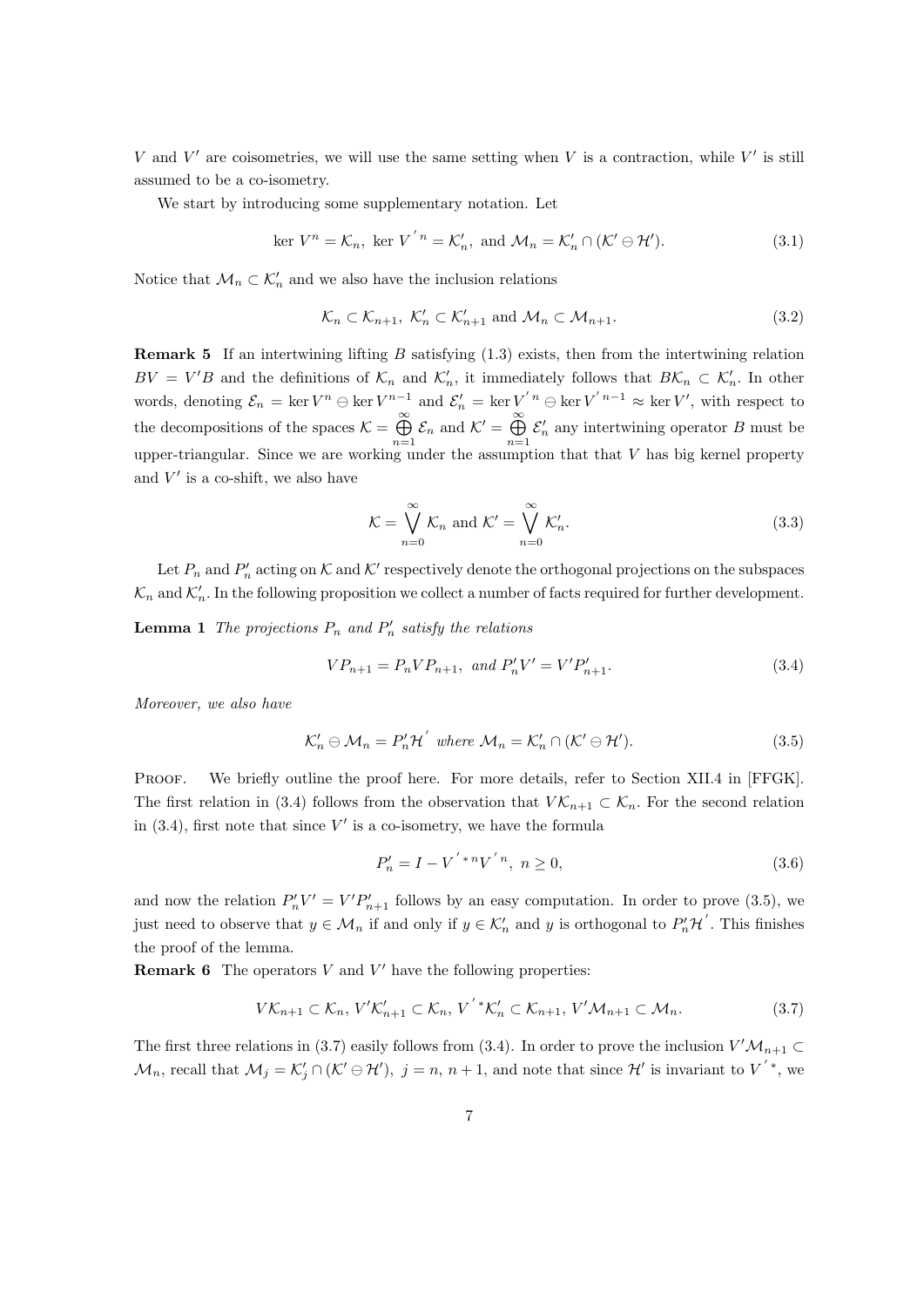$V$ and $V'$ are coisometries, we will use the same setting when $V$ is a contraction, while $V'$ is still assumed to be a co-isometry.

We start by introducing some supplementary notation. Let

$$\ker V^n = \mathcal{K}_n,\ \ker V^{'\,n} = \mathcal{K}'_n,\ \text{and}\ \mathcal{M}_n = \mathcal{K}'_n \cap (\mathcal{K}' \ominus \mathcal{H}'). \tag{3.1}$$

Notice that $\mathcal{M}_n \subset \mathcal{K}'_n$ and we also have the inclusion relations

$$\mathcal{K}_n \subset \mathcal{K}_{n+1},\ \mathcal{K}'_n \subset \mathcal{K}'_{n+1}\ \text{and}\ \mathcal{M}_n \subset \mathcal{M}_{n+1}. \tag{3.2}$$

**Remark 5** If an intertwining lifting $B$ satisfying (1.3) exists, then from the intertwining relation $BV = V'B$ and the definitions of $\mathcal{K}_n$ and $\mathcal{K}'_n$, it immediately follows that $B\mathcal{K}_n \subset \mathcal{K}'_n$. In other words, denoting $\mathcal{E}_n = \ker V^n \ominus \ker V^{n-1}$ and $\mathcal{E}'_n = \ker V^{'\,n} \ominus \ker V^{'\,n-1} \approx \ker V'$, with respect to the decompositions of the spaces $\mathcal{K} = \bigoplus_{n=1}^{\infty} \mathcal{E}_n$ and $\mathcal{K}' = \bigoplus_{n=1}^{\infty} \mathcal{E}'_n$ any intertwining operator $B$ must be upper-triangular. Since we are working under the assumption that that $V$ has big kernel property and $V'$ is a co-shift, we also have

$$\mathcal{K} = \bigvee_{n=0}^{\infty} \mathcal{K}_n\ \text{and}\ \mathcal{K}' = \bigvee_{n=0}^{\infty} \mathcal{K}'_n. \tag{3.3}$$

Let $P_n$ and $P'_n$ acting on $\mathcal{K}$ and $\mathcal{K}'$ respectively denote the orthogonal projections on the subspaces $\mathcal{K}_n$ and $\mathcal{K}'_n$. In the following proposition we collect a number of facts required for further development.

**Lemma 1** *The projections $P_n$ and $P'_n$ satisfy the relations*

$$VP_{n+1} = P_n V P_{n+1},\ \text{and}\ P'_n V' = V' P'_{n+1}. \tag{3.4}$$

*Moreover, we also have*

$$\mathcal{K}'_n \ominus \mathcal{M}_n = P'_n \mathcal{H}'\ \text{where}\ \mathcal{M}_n = \mathcal{K}'_n \cap (\mathcal{K}' \ominus \mathcal{H}'). \tag{3.5}$$

Proof. We briefly outline the proof here. For more details, refer to Section XII.4 in [FFGK]. The first relation in (3.4) follows from the observation that $V\mathcal{K}_{n+1} \subset \mathcal{K}_n$. For the second relation in (3.4), first note that since $V'$ is a co-isometry, we have the formula

$$P'_n = I - V^{'\,*n} V^{'\,n},\ n \geq 0, \tag{3.6}$$

and now the relation $P'_n V' = V' P'_{n+1}$ follows by an easy computation. In order to prove (3.5), we just need to observe that $y \in \mathcal{M}_n$ if and only if $y \in \mathcal{K}'_n$ and $y$ is orthogonal to $P'_n \mathcal{H}'$. This finishes the proof of the lemma.

**Remark 6** The operators $V$ and $V'$ have the following properties:

$$V\mathcal{K}_{n+1} \subset \mathcal{K}_n,\ V'\mathcal{K}'_{n+1} \subset \mathcal{K}_n,\ V^{'\,*}\mathcal{K}'_n \subset \mathcal{K}_{n+1},\ V'\mathcal{M}_{n+1} \subset \mathcal{M}_n. \tag{3.7}$$

The first three relations in (3.7) easily follows from (3.4). In order to prove the inclusion $V'\mathcal{M}_{n+1} \subset \mathcal{M}_n$, recall that $\mathcal{M}_j = \mathcal{K}'_j \cap (\mathcal{K}' \ominus \mathcal{H}')$, $j = n, n+1$, and note that since $\mathcal{H}'$ is invariant to $V^{'\,*}$, we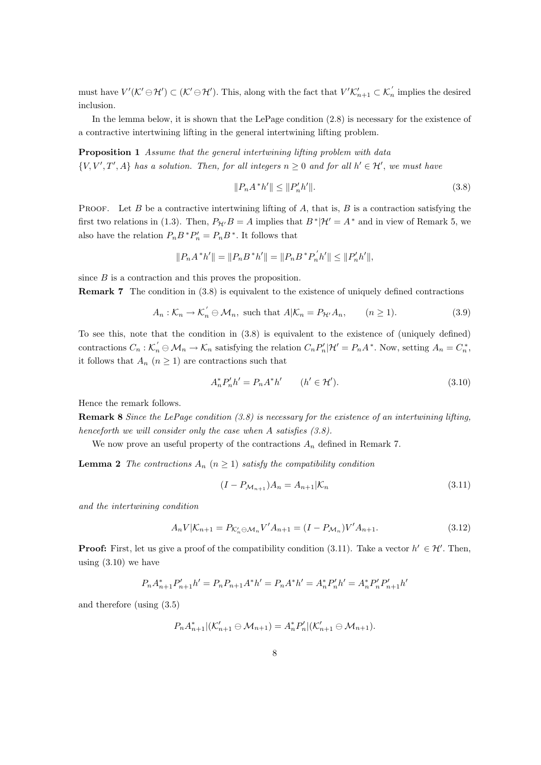must have $V'(\mathcal{K}' \ominus \mathcal{H}') \subset (\mathcal{K}' \ominus \mathcal{H}')$. This, along with the fact that $V'\mathcal{K}'_{n+1} \subset \mathcal{K}_n^{'}$ implies the desired inclusion.

In the lemma below, it is shown that the LePage condition (2.8) is necessary for the existence of a contractive intertwining lifting in the general intertwining lifting problem.

**Proposition 1** *Assume that the general intertwining lifting problem with data $\{V, V', T', A\}$ has a solution. Then, for all integers $n \geq 0$ and for all $h' \in \mathcal{H}'$, we must have*

$$\|P_n A^* h'\| \leq \|P_n' h'\|. \tag{3.8}$$

PROOF. Let $B$ be a contractive intertwining lifting of $A$, that is, $B$ is a contraction satisfying the first two relations in (1.3). Then, $P_{\mathcal{H}'}B = A$ implies that $B^*|\mathcal{H}' = A^*$ and in view of Remark 5, we also have the relation $P_n B^* P_n' = P_n B^*$. It follows that

$$\|P_n A^* h'\| = \|P_n B^* h'\| = \|P_n B^* P_n^{'} h'\| \leq \|P_n' h'\|,$$

since $B$ is a contraction and this proves the proposition.

**Remark 7** The condition in (3.8) is equivalent to the existence of uniquely defined contractions

$$A_n : \mathcal{K}_n \to \mathcal{K}_n^{'} \ominus \mathcal{M}_n, \text{ such that } A|\mathcal{K}_n = P_{\mathcal{H}'} A_n, \qquad (n \geq 1). \tag{3.9}$$

To see this, note that the condition in (3.8) is equivalent to the existence of (uniquely defined) contractions $C_n : \mathcal{K}_n^{'} \ominus \mathcal{M}_n \to \mathcal{K}_n$ satisfying the relation $C_n P_n'|\mathcal{H}' = P_n A^*$. Now, setting $A_n = C_n^*$, it follows that $A_n$ $(n \geq 1)$ are contractions such that

$$A_n^* P_n' h' = P_n A^* h' \qquad (h' \in \mathcal{H}'). \tag{3.10}$$

Hence the remark follows.

**Remark 8** *Since the LePage condition (3.8) is necessary for the existence of an intertwining lifting, henceforth we will consider only the case when $A$ satisfies (3.8).*

We now prove an useful property of the contractions $A_n$ defined in Remark 7.

**Lemma 2** *The contractions $A_n$ $(n \geq 1)$ satisfy the compatibility condition*

$$(I - P_{\mathcal{M}_{n+1}})A_n = A_{n+1}|\mathcal{K}_n \tag{3.11}$$

*and the intertwining condition*

$$A_n V|\mathcal{K}_{n+1} = P_{\mathcal{K}_n' \ominus \mathcal{M}_n} V' A_{n+1} = (I - P_{\mathcal{M}_n})V' A_{n+1}. \tag{3.12}$$

**Proof:** First, let us give a proof of the compatibility condition (3.11). Take a vector $h' \in \mathcal{H}'$. Then, using (3.10) we have

$$P_n A_{n+1}^* P_{n+1}' h' = P_n P_{n+1} A^* h' = P_n A^* h' = A_n^* P_n' h' = A_n^* P_n' P_{n+1}' h'$$

and therefore (using (3.5)

$$P_n A_{n+1}^* |(\mathcal{K}_{n+1}' \ominus \mathcal{M}_{n+1}) = A_n^* P_n' |(\mathcal{K}_{n+1}' \ominus \mathcal{M}_{n+1}).$$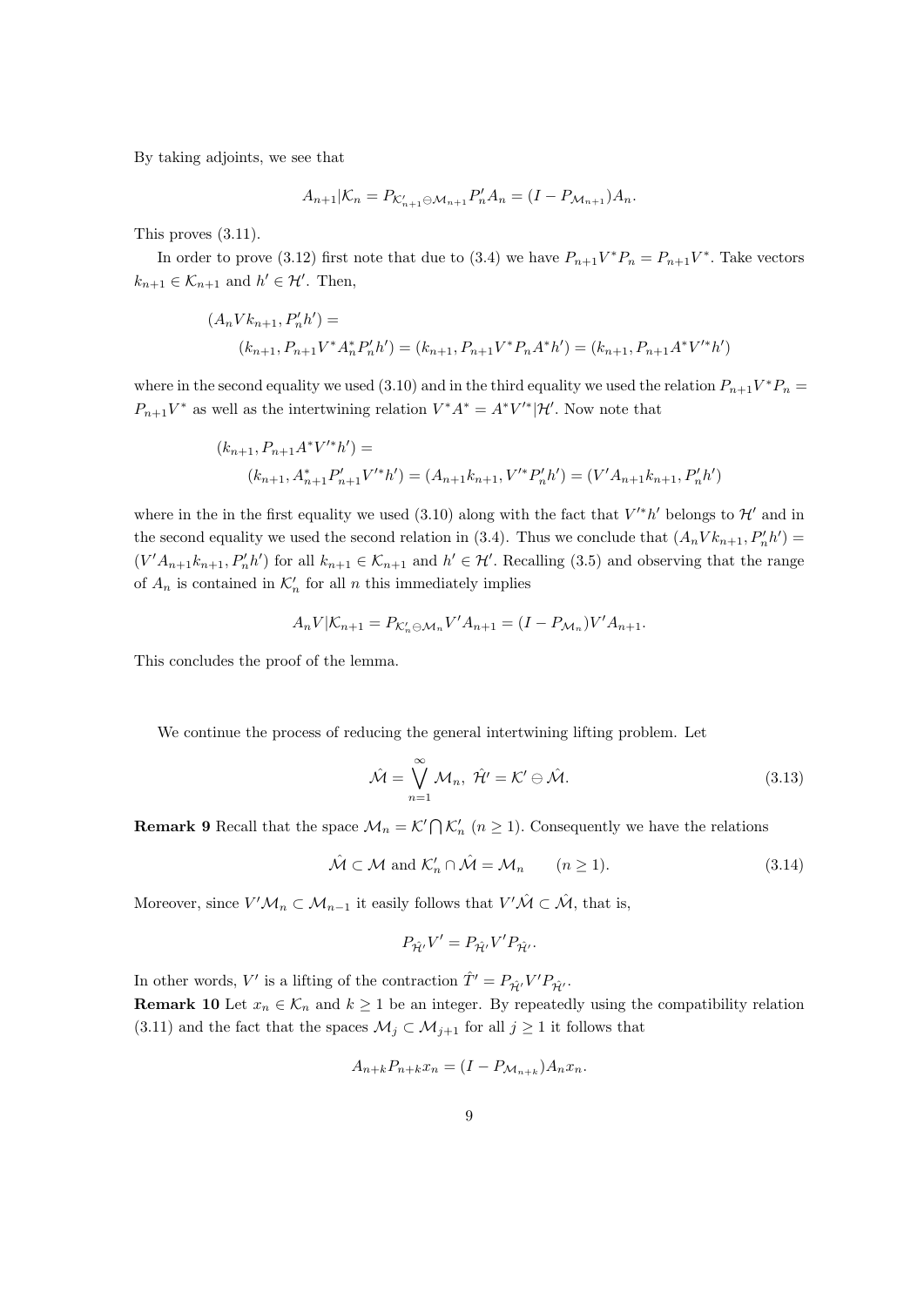By taking adjoints, we see that

$$A_{n+1}|\mathcal{K}_n = P_{\mathcal{K}'_{n+1}\ominus\mathcal{M}_{n+1}} P'_n A_n = (I - P_{\mathcal{M}_{n+1}})A_n.$$

This proves (3.11).

In order to prove (3.12) first note that due to (3.4) we have $P_{n+1}V^*P_n = P_{n+1}V^*$. Take vectors $k_{n+1} \in \mathcal{K}_{n+1}$ and $h' \in \mathcal{H}'$. Then,

$$\begin{aligned}(A_n V k_{n+1}, P'_n h') &= \\ &(k_{n+1}, P_{n+1}V^* A_n^* P'_n h') = (k_{n+1}, P_{n+1}V^* P_n A^* h') = (k_{n+1}, P_{n+1}A^* V'^* h')\end{aligned}$$

where in the second equality we used (3.10) and in the third equality we used the relation $P_{n+1}V^*P_n = P_{n+1}V^*$ as well as the intertwining relation $V^*A^* = A^*V'^*|\mathcal{H}'$. Now note that

$$\begin{aligned}(k_{n+1}, P_{n+1}A^* V'^* h') &= \\ &(k_{n+1}, A_{n+1}^* P'_{n+1} V'^* h') = (A_{n+1}k_{n+1}, V'^* P'_n h') = (V' A_{n+1} k_{n+1}, P'_n h')\end{aligned}$$

where in the in the first equality we used (3.10) along with the fact that $V'^*h'$ belongs to $\mathcal{H}'$ and in the second equality we used the second relation in (3.4). Thus we conclude that $(A_n V k_{n+1}, P'_n h') = (V' A_{n+1} k_{n+1}, P'_n h')$ for all $k_{n+1} \in \mathcal{K}_{n+1}$ and $h' \in \mathcal{H}'$. Recalling (3.5) and observing that the range of $A_n$ is contained in $\mathcal{K}'_n$ for all $n$ this immediately implies

$$A_n V|\mathcal{K}_{n+1} = P_{\mathcal{K}'_n \ominus \mathcal{M}_n} V' A_{n+1} = (I - P_{\mathcal{M}_n}) V' A_{n+1}.$$

This concludes the proof of the lemma.

We continue the process of reducing the general intertwining lifting problem. Let

$$\hat{\mathcal{M}} = \bigvee_{n=1}^{\infty} \mathcal{M}_n, \;\; \hat{\mathcal{H}}' = \mathcal{K}' \ominus \hat{\mathcal{M}}. \tag{3.13}$$

**Remark 9** Recall that the space $\mathcal{M}_n = \mathcal{K}' \bigcap \mathcal{K}'_n$ $(n \geq 1)$. Consequently we have the relations

$$\hat{\mathcal{M}} \subset \mathcal{M} \text{ and } \mathcal{K}'_n \cap \hat{\mathcal{M}} = \mathcal{M}_n \qquad (n \geq 1). \tag{3.14}$$

Moreover, since $V'\mathcal{M}_n \subset \mathcal{M}_{n-1}$ it easily follows that $V'\hat{\mathcal{M}} \subset \hat{\mathcal{M}}$, that is,

$$P_{\hat{\mathcal{H}}'} V' = P_{\hat{\mathcal{H}}'} V' P_{\hat{\mathcal{H}}'}.$$

In other words, $V'$ is a lifting of the contraction $\hat{T}' = P_{\hat{\mathcal{H}}'} V' P_{\hat{\mathcal{H}}'}$.

**Remark 10** Let $x_n \in \mathcal{K}_n$ and $k \geq 1$ be an integer. By repeatedly using the compatibility relation (3.11) and the fact that the spaces $\mathcal{M}_j \subset \mathcal{M}_{j+1}$ for all $j \geq 1$ it follows that

$$A_{n+k} P_{n+k} x_n = (I - P_{\mathcal{M}_{n+k}}) A_n x_n.$$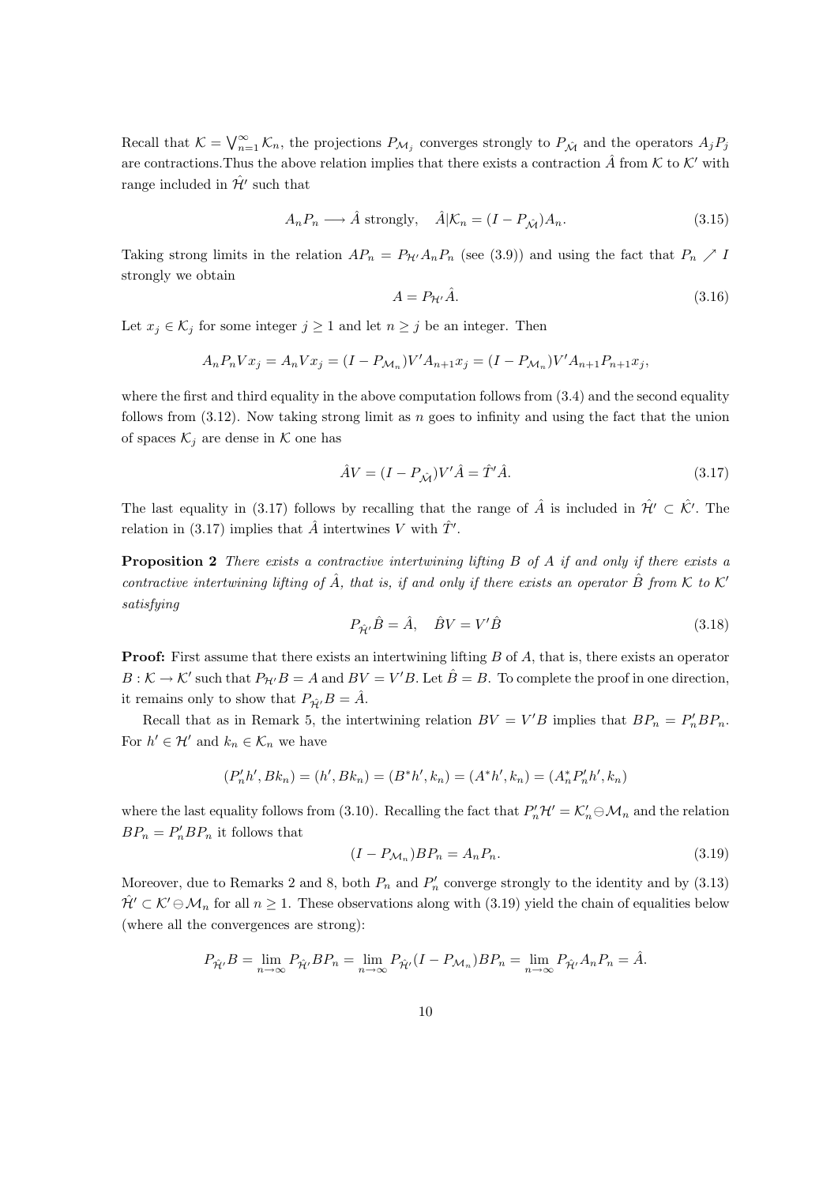Recall that $\mathcal{K} = \bigvee_{n=1}^{\infty} \mathcal{K}_n$, the projections $P_{\mathcal{M}_j}$ converges strongly to $P_{\hat{\mathcal{M}}}$ and the operators $A_j P_j$ are contractions.Thus the above relation implies that there exists a contraction $\hat{A}$ from $\mathcal{K}$ to $\mathcal{K}'$ with range included in $\hat{\mathcal{H}}'$ such that

$$A_n P_n \longrightarrow \hat{A} \text{ strongly}, \quad \hat{A}|\mathcal{K}_n = (I - P_{\hat{\mathcal{M}}})A_n. \tag{3.15}$$

Taking strong limits in the relation $AP_n = P_{\mathcal{H}'} A_n P_n$ (see (3.9)) and using the fact that $P_n \nearrow I$ strongly we obtain

$$A = P_{\mathcal{H}'} \hat{A}. \tag{3.16}$$

Let $x_j \in \mathcal{K}_j$ for some integer $j \geq 1$ and let $n \geq j$ be an integer. Then

$$A_n P_n V x_j = A_n V x_j = (I - P_{\mathcal{M}_n}) V' A_{n+1} x_j = (I - P_{\mathcal{M}_n}) V' A_{n+1} P_{n+1} x_j,$$

where the first and third equality in the above computation follows from (3.4) and the second equality follows from (3.12). Now taking strong limit as $n$ goes to infinity and using the fact that the union of spaces $\mathcal{K}_j$ are dense in $\mathcal{K}$ one has

$$\hat{A} V = (I - P_{\hat{\mathcal{M}}}) V' \hat{A} = \hat{T}' \hat{A}. \tag{3.17}$$

The last equality in (3.17) follows by recalling that the range of $\hat{A}$ is included in $\hat{\mathcal{H}}' \subset \hat{\mathcal{K}}'$. The relation in (3.17) implies that $\hat{A}$ intertwines $V$ with $\hat{T}'$.

**Proposition 2** *There exists a contractive intertwining lifting $B$ of $A$ if and only if there exists a contractive intertwining lifting of $\hat{A}$, that is, if and only if there exists an operator $\hat{B}$ from $\mathcal{K}$ to $\mathcal{K}'$ satisfying*

$$P_{\hat{\mathcal{H}}'} \hat{B} = \hat{A}, \quad \hat{B} V = V' \hat{B} \tag{3.18}$$

**Proof:** First assume that there exists an intertwining lifting $B$ of $A$, that is, there exists an operator $B : \mathcal{K} \to \mathcal{K}'$ such that $P_{\mathcal{H}'} B = A$ and $BV = V'B$. Let $\hat{B} = B$. To complete the proof in one direction, it remains only to show that $P_{\hat{\mathcal{H}}'} B = \hat{A}$.

Recall that as in Remark 5, the intertwining relation $BV = V'B$ implies that $BP_n = P_n' B P_n$. For $h' \in \mathcal{H}'$ and $k_n \in \mathcal{K}_n$ we have

$$(P_n' h', B k_n) = (h', B k_n) = (B^* h', k_n) = (A^* h', k_n) = (A_n^* P_n' h', k_n)$$

where the last equality follows from (3.10). Recalling the fact that $P_n' \mathcal{H}' = \mathcal{K}_n' \ominus \mathcal{M}_n$ and the relation $BP_n = P_n' B P_n$ it follows that

$$(I - P_{\mathcal{M}_n}) B P_n = A_n P_n. \tag{3.19}$$

Moreover, due to Remarks 2 and 8, both $P_n$ and $P_n'$ converge strongly to the identity and by (3.13) $\hat{\mathcal{H}}' \subset \mathcal{K}' \ominus \mathcal{M}_n$ for all $n \geq 1$. These observations along with (3.19) yield the chain of equalities below (where all the convergences are strong):

$$P_{\hat{\mathcal{H}}'} B = \lim_{n \to \infty} P_{\hat{\mathcal{H}}'} B P_n = \lim_{n \to \infty} P_{\hat{\mathcal{H}}'} (I - P_{\mathcal{M}_n}) B P_n = \lim_{n \to \infty} P_{\hat{\mathcal{H}}'} A_n P_n = \hat{A}.$$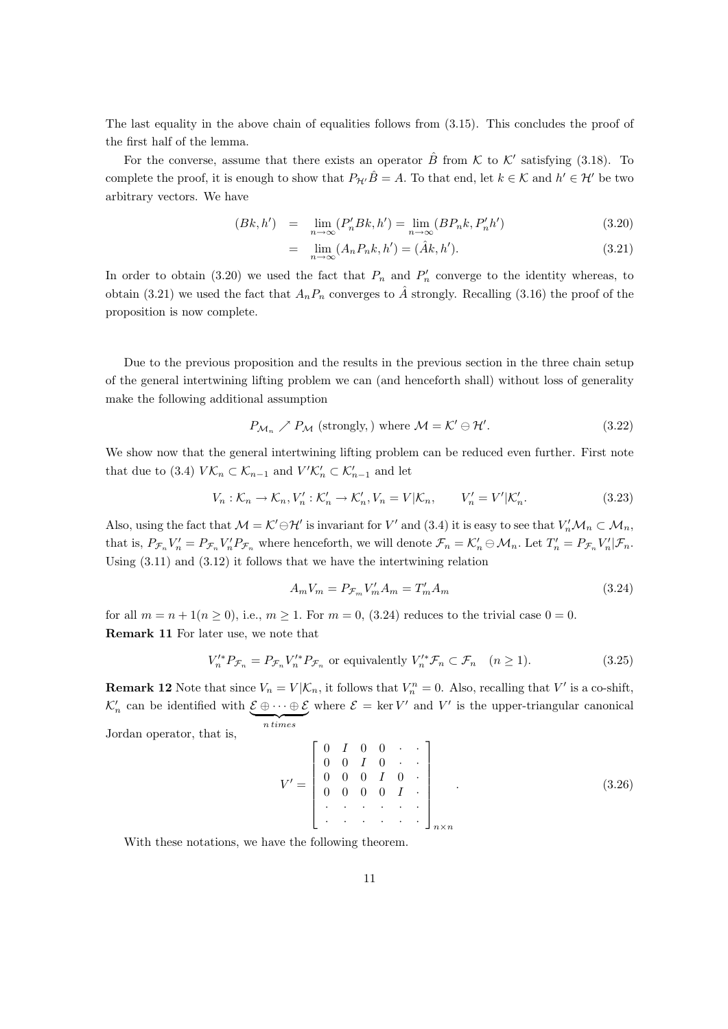The last equality in the above chain of equalities follows from (3.15). This concludes the proof of the first half of the lemma.

For the converse, assume that there exists an operator $\hat{B}$ from $\mathcal{K}$ to $\mathcal{K}'$ satisfying (3.18). To complete the proof, it is enough to show that $P_{\mathcal{H}'}\hat{B} = A$. To that end, let $k \in \mathcal{K}$ and $h' \in \mathcal{H}'$ be two arbitrary vectors. We have

$$
\begin{aligned}
(Bk, h') &= \lim_{n\to\infty} (P_n' Bk, h') = \lim_{n\to\infty} (BP_n k, P_n' h') && (3.20)\\
&= \lim_{n\to\infty} (A_n P_n k, h') = (\hat{A}k, h'). && (3.21)
\end{aligned}
$$

In order to obtain (3.20) we used the fact that $P_n$ and $P_n'$ converge to the identity whereas, to obtain (3.21) we used the fact that $A_n P_n$ converges to $\hat{A}$ strongly. Recalling (3.16) the proof of the proposition is now complete.

Due to the previous proposition and the results in the previous section in the three chain setup of the general intertwining lifting problem we can (and henceforth shall) without loss of generality make the following additional assumption

$$
P_{\mathcal{M}_n} \nearrow P_{\mathcal{M}} \text{ (strongly,) where } \mathcal{M} = \mathcal{K}' \ominus \mathcal{H}'. \tag{3.22}
$$

We show now that the general intertwining lifting problem can be reduced even further. First note that due to (3.4) $V\mathcal{K}_n \subset \mathcal{K}_{n-1}$ and $V'\mathcal{K}_n' \subset \mathcal{K}_{n-1}'$ and let

$$
V_n : \mathcal{K}_n \to \mathcal{K}_n, V_n' : \mathcal{K}_n' \to \mathcal{K}_n', V_n = V|\mathcal{K}_n, \qquad V_n' = V'|\mathcal{K}_n'. \tag{3.23}
$$

Also, using the fact that $\mathcal{M} = \mathcal{K}' \ominus \mathcal{H}'$ is invariant for $V'$ and (3.4) it is easy to see that $V_n'\mathcal{M}_n \subset \mathcal{M}_n$, that is, $P_{\mathcal{F}_n} V_n' = P_{\mathcal{F}_n} V_n' P_{\mathcal{F}_n}$ where henceforth, we will denote $\mathcal{F}_n = \mathcal{K}_n' \ominus \mathcal{M}_n$. Let $T_n' = P_{\mathcal{F}_n} V_n' | \mathcal{F}_n$. Using (3.11) and (3.12) it follows that we have the intertwining relation

$$
A_m V_m = P_{\mathcal{F}_m} V_m' A_m = T_m' A_m \tag{3.24}
$$

for all $m = n+1 (n \geq 0)$, i.e., $m \geq 1$. For $m = 0$, (3.24) reduces to the trivial case $0 = 0$.

**Remark 11** For later use, we note that

$$
V_n'^* P_{\mathcal{F}_n} = P_{\mathcal{F}_n} V_n'^* P_{\mathcal{F}_n} \text{ or equivalently } V_n'^* \mathcal{F}_n \subset \mathcal{F}_n \quad (n \geq 1). \tag{3.25}
$$

**Remark 12** Note that since $V_n = V|\mathcal{K}_n$, it follows that $V_n^n = 0$. Also, recalling that $V'$ is a co-shift, $\mathcal{K}_n'$ can be identified with $\underbrace{\mathcal{E} \oplus \cdots \oplus \mathcal{E}}_{n\,times}$ where $\mathcal{E} = \ker V'$ and $V'$ is the upper-triangular canonical Jordan operator, that is,

$$
V' = \begin{bmatrix} 0 & I & 0 & 0 & \cdot & \cdot \\ 0 & 0 & I & 0 & \cdot & \cdot \\ 0 & 0 & 0 & I & 0 & \cdot \\ 0 & 0 & 0 & 0 & I & \cdot \\ \cdot & \cdot & \cdot & \cdot & \cdot & \cdot \\ \cdot & \cdot & \cdot & \cdot & \cdot & \cdot \end{bmatrix}_{n\times n} . \tag{3.26}
$$

With these notations, we have the following theorem.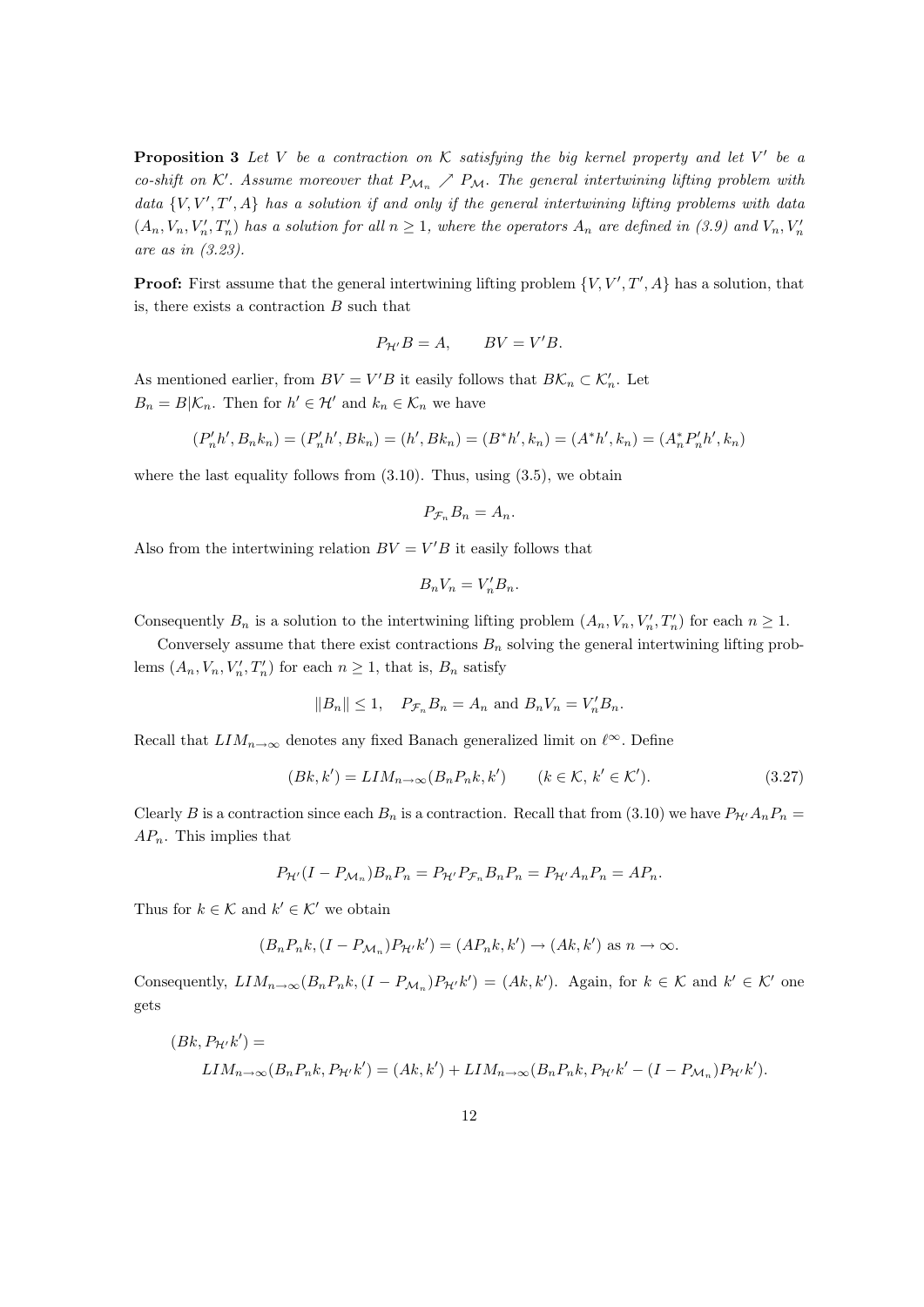**Proposition 3** *Let $V$ be a contraction on $\mathcal{K}$ satisfying the big kernel property and let $V'$ be a co-shift on $\mathcal{K}'$. Assume moreover that $P_{\mathcal{M}_n} \nearrow P_{\mathcal{M}}$. The general intertwining lifting problem with data $\{V, V', T', A\}$ has a solution if and only if the general intertwining lifting problems with data $(A_n, V_n, V_n', T_n')$ has a solution for all $n \geq 1$, where the operators $A_n$ are defined in (3.9) and $V_n, V_n'$ are as in (3.23).*

**Proof:** First assume that the general intertwining lifting problem $\{V, V', T', A\}$ has a solution, that is, there exists a contraction $B$ such that

$$P_{\mathcal{H}'}B = A, \qquad BV = V'B.$$

As mentioned earlier, from $BV = V'B$ it easily follows that $B\mathcal{K}_n \subset \mathcal{K}_n'$. Let $B_n = B|\mathcal{K}_n$. Then for $h' \in \mathcal{H}'$ and $k_n \in \mathcal{K}_n$ we have

$$(P_n'h', B_nk_n) = (P_n'h', Bk_n) = (h', Bk_n) = (B^*h', k_n) = (A^*h', k_n) = (A_n^*P_n'h', k_n)$$

where the last equality follows from (3.10). Thus, using (3.5), we obtain

$$P_{\mathcal{F}_n}B_n = A_n.$$

Also from the intertwining relation $BV = V'B$ it easily follows that

$$B_nV_n = V_n'B_n.$$

Consequently $B_n$ is a solution to the intertwining lifting problem $(A_n, V_n, V_n', T_n')$ for each $n \geq 1$.

Conversely assume that there exist contractions $B_n$ solving the general intertwining lifting problems $(A_n, V_n, V_n', T_n')$ for each $n \geq 1$, that is, $B_n$ satisfy

$$\|B_n\| \leq 1, \quad P_{\mathcal{F}_n}B_n = A_n \text{ and } B_nV_n = V_n'B_n.$$

Recall that $LIM_{n\to\infty}$ denotes any fixed Banach generalized limit on $\ell^\infty$. Define

$$(Bk, k') = LIM_{n\to\infty}(B_nP_nk, k') \qquad (k \in \mathcal{K},\, k' \in \mathcal{K}'). \tag{3.27}$$

Clearly $B$ is a contraction since each $B_n$ is a contraction. Recall that from (3.10) we have $P_{\mathcal{H}'}A_nP_n = AP_n$. This implies that

$$P_{\mathcal{H}'}(I - P_{\mathcal{M}_n})B_nP_n = P_{\mathcal{H}'}P_{\mathcal{F}_n}B_nP_n = P_{\mathcal{H}'}A_nP_n = AP_n.$$

Thus for $k \in \mathcal{K}$ and $k' \in \mathcal{K}'$ we obtain

$$(B_nP_nk, (I - P_{\mathcal{M}_n})P_{\mathcal{H}'}k') = (AP_nk, k') \to (Ak, k') \text{ as } n \to \infty.$$

Consequently, $LIM_{n\to\infty}(B_nP_nk, (I - P_{\mathcal{M}_n})P_{\mathcal{H}'}k') = (Ak, k')$. Again, for $k \in \mathcal{K}$ and $k' \in \mathcal{K}'$ one gets

$$(Bk, P_{\mathcal{H}'}k') =$$
$$LIM_{n\to\infty}(B_nP_nk, P_{\mathcal{H}'}k') = (Ak, k') + LIM_{n\to\infty}(B_nP_nk, P_{\mathcal{H}'}k' - (I - P_{\mathcal{M}_n})P_{\mathcal{H}'}k').$$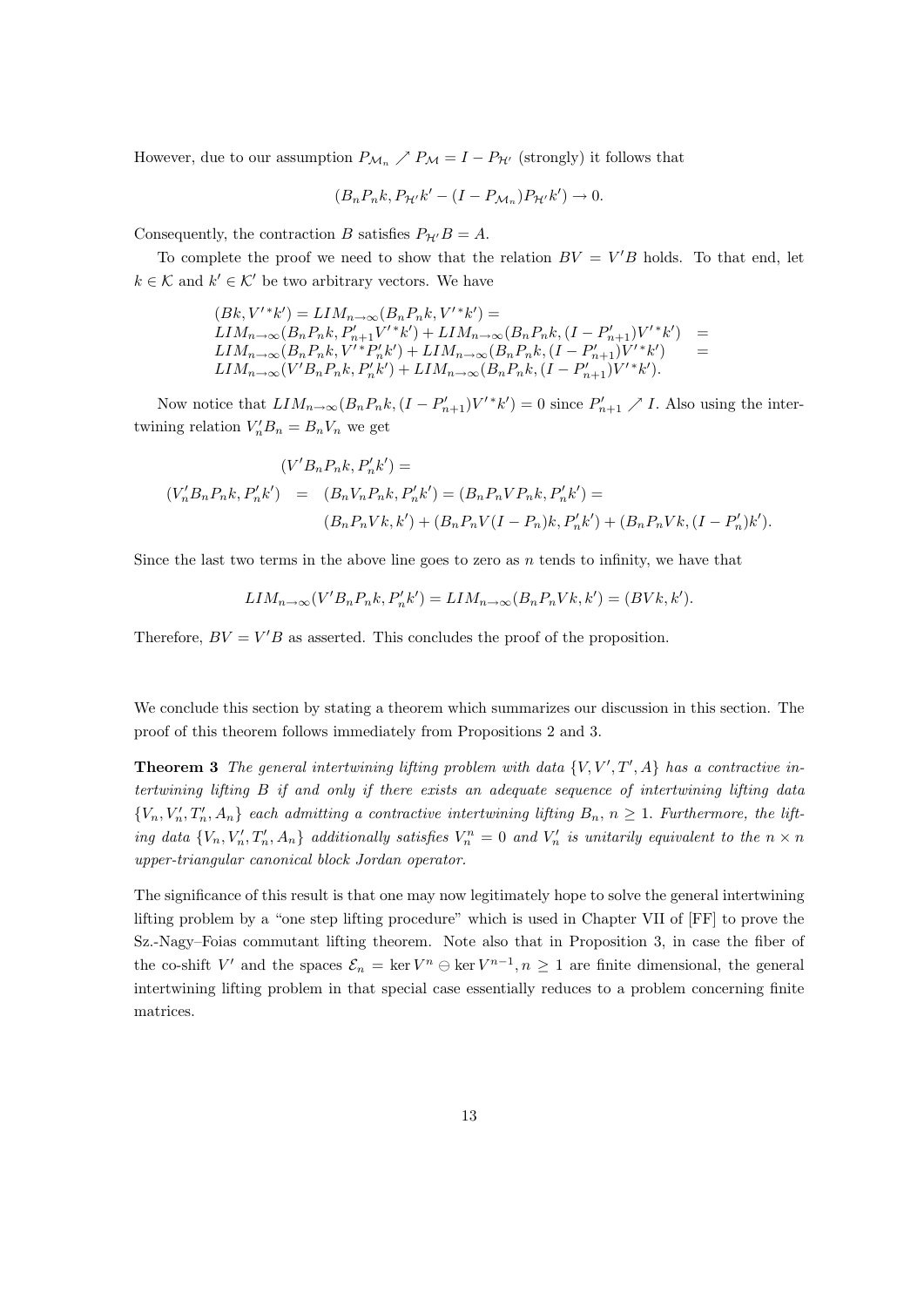However, due to our assumption $P_{\mathcal{M}_n} \nearrow P_{\mathcal{M}} = I - P_{\mathcal{H}'}$ (strongly) it follows that

$$(B_n P_n k, P_{\mathcal{H}'} k' - (I - P_{\mathcal{M}_n}) P_{\mathcal{H}'} k') \to 0.$$

Consequently, the contraction $B$ satisfies $P_{\mathcal{H}'} B = A$.

To complete the proof we need to show that the relation $BV = V'B$ holds. To that end, let $k \in \mathcal{K}$ and $k' \in \mathcal{K}'$ be two arbitrary vectors. We have

$$\begin{array}{ll}
(Bk, V'^* k') = LIM_{n\to\infty}(B_n P_n k, V'^* k') = & \\
LIM_{n\to\infty}(B_n P_n k, P'_{n+1} V'^* k') + LIM_{n\to\infty}(B_n P_n k, (I - P'_{n+1}) V'^* k') & = \\
LIM_{n\to\infty}(B_n P_n k, V'^* P'_n k') + LIM_{n\to\infty}(B_n P_n k, (I - P'_{n+1}) V'^* k') & = \\
LIM_{n\to\infty}(V' B_n P_n k, P'_n k') + LIM_{n\to\infty}(B_n P_n k, (I - P'_{n+1}) V'^* k'). &
\end{array}$$

Now notice that $LIM_{n\to\infty}(B_n P_n k, (I - P'_{n+1}) V'^* k') = 0$ since $P'_{n+1} \nearrow I$. Also using the intertwining relation $V'_n B_n = B_n V_n$ we get

$$\begin{array}{rcl}
 & & (V' B_n P_n k, P'_n k') = \\
(V'_n B_n P_n k, P'_n k') & = & (B_n V_n P_n k, P'_n k') = (B_n P_n V P_n k, P'_n k') = \\
 & & (B_n P_n V k, k') + (B_n P_n V (I - P_n) k, P'_n k') + (B_n P_n V k, (I - P'_n) k').
\end{array}$$

Since the last two terms in the above line goes to zero as $n$ tends to infinity, we have that

$$LIM_{n\to\infty}(V' B_n P_n k, P'_n k') = LIM_{n\to\infty}(B_n P_n V k, k') = (BVk, k').$$

Therefore, $BV = V'B$ as asserted. This concludes the proof of the proposition.

We conclude this section by stating a theorem which summarizes our discussion in this section. The proof of this theorem follows immediately from Propositions 2 and 3.

**Theorem 3** *The general intertwining lifting problem with data $\{V, V', T', A\}$ has a contractive intertwining lifting $B$ if and only if there exists an adequate sequence of intertwining lifting data $\{V_n, V'_n, T'_n, A_n\}$ each admitting a contractive intertwining lifting $B_n$, $n \geq 1$. Furthermore, the lifting data $\{V_n, V'_n, T'_n, A_n\}$ additionally satisfies $V_n^n = 0$ and $V'_n$ is unitarily equivalent to the $n \times n$ upper-triangular canonical block Jordan operator.*

The significance of this result is that one may now legitimately hope to solve the general intertwining lifting problem by a "one step lifting procedure" which is used in Chapter VII of [FF] to prove the Sz.-Nagy–Foias commutant lifting theorem. Note also that in Proposition 3, in case the fiber of the co-shift $V'$ and the spaces $\mathcal{E}_n = \ker V^n \ominus \ker V^{n-1}, n \geq 1$ are finite dimensional, the general intertwining lifting problem in that special case essentially reduces to a problem concerning finite matrices.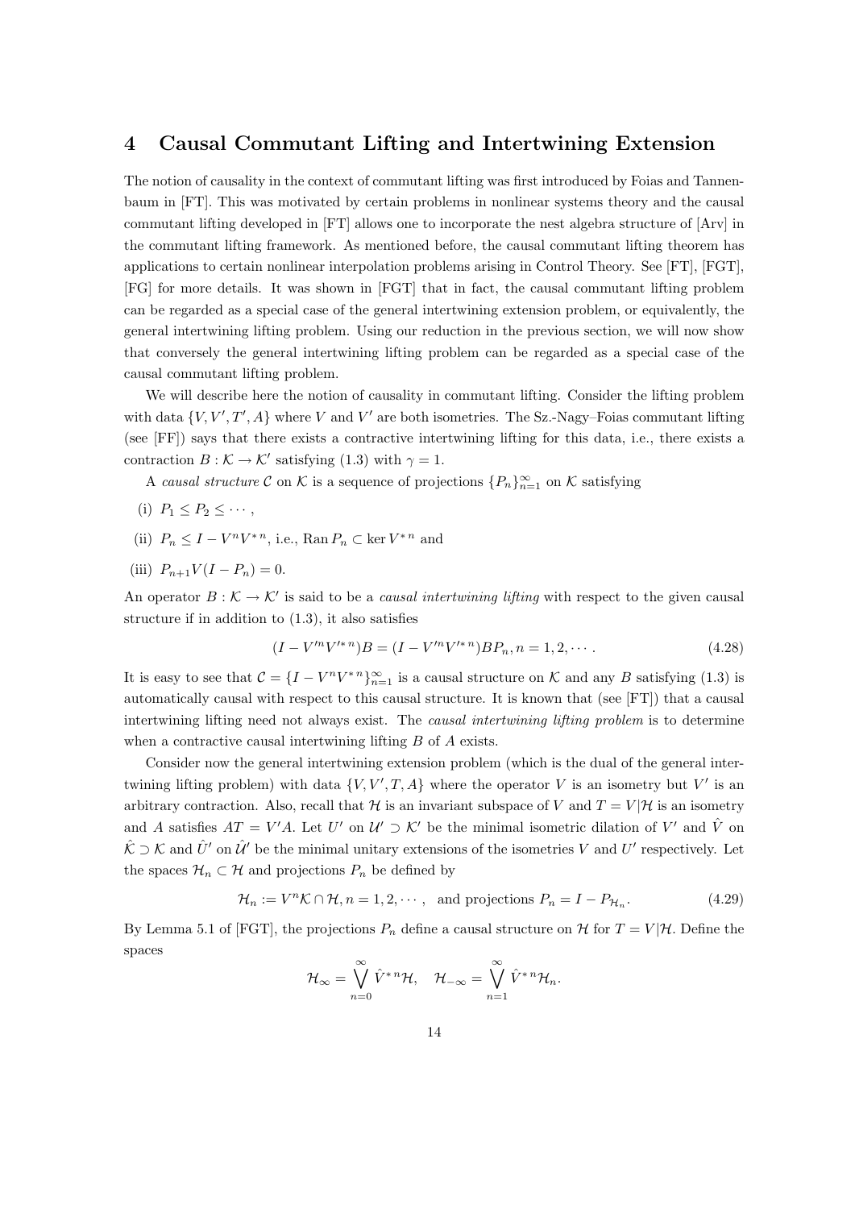## 4 Causal Commutant Lifting and Intertwining Extension

The notion of causality in the context of commutant lifting was first introduced by Foias and Tannenbaum in [FT]. This was motivated by certain problems in nonlinear systems theory and the causal commutant lifting developed in [FT] allows one to incorporate the nest algebra structure of [Arv] in the commutant lifting framework. As mentioned before, the causal commutant lifting theorem has applications to certain nonlinear interpolation problems arising in Control Theory. See [FT], [FGT], [FG] for more details. It was shown in [FGT] that in fact, the causal commutant lifting problem can be regarded as a special case of the general intertwining extension problem, or equivalently, the general intertwining lifting problem. Using our reduction in the previous section, we will now show that conversely the general intertwining lifting problem can be regarded as a special case of the causal commutant lifting problem.

We will describe here the notion of causality in commutant lifting. Consider the lifting problem with data $\{V, V', T', A\}$ where $V$ and $V'$ are both isometries. The Sz.-Nagy–Foias commutant lifting (see [FF]) says that there exists a contractive intertwining lifting for this data, i.e., there exists a contraction $B : \mathcal{K} \to \mathcal{K}'$ satisfying (1.3) with $\gamma = 1$.

A *causal structure* $\mathcal{C}$ on $\mathcal{K}$ is a sequence of projections $\{P_n\}_{n=1}^{\infty}$ on $\mathcal{K}$ satisfying

(i) $P_1 \le P_2 \le \cdots$,

(ii) $P_n \le I - V^n V^{*n}$, i.e., $\operatorname{Ran} P_n \subset \ker V^{*n}$ and

(iii) $P_{n+1} V (I - P_n) = 0$.

An operator $B : \mathcal{K} \to \mathcal{K}'$ is said to be a *causal intertwining lifting* with respect to the given causal structure if in addition to (1.3), it also satisfies

$$(I - V'^n V'^{*n}) B = (I - V'^n V'^{*n}) B P_n, n = 1, 2, \cdots. \tag{4.28}$$

It is easy to see that $\mathcal{C} = \{I - V^n V^{*n}\}_{n=1}^{\infty}$ is a causal structure on $\mathcal{K}$ and any $B$ satisfying (1.3) is automatically causal with respect to this causal structure. It is known that (see [FT]) that a causal intertwining lifting need not always exist. The *causal intertwining lifting problem* is to determine when a contractive causal intertwining lifting $B$ of $A$ exists.

Consider now the general intertwining extension problem (which is the dual of the general intertwining lifting problem) with data $\{V, V', T, A\}$ where the operator $V$ is an isometry but $V'$ is an arbitrary contraction. Also, recall that $\mathcal{H}$ is an invariant subspace of $V$ and $T = V|\mathcal{H}$ is an isometry and $A$ satisfies $AT = V'A$. Let $U'$ on $\mathcal{U}' \supset \mathcal{K}'$ be the minimal isometric dilation of $V'$ and $\hat{V}$ on $\hat{\mathcal{K}} \supset \mathcal{K}$ and $\hat{U}'$ on $\hat{\mathcal{U}}'$ be the minimal unitary extensions of the isometries $V$ and $U'$ respectively. Let the spaces $\mathcal{H}_n \subset \mathcal{H}$ and projections $P_n$ be defined by

$$\mathcal{H}_n := V^n \mathcal{K} \cap \mathcal{H}, n = 1, 2, \cdots, \text{ and projections } P_n = I - P_{\mathcal{H}_n}. \tag{4.29}$$

By Lemma 5.1 of [FGT], the projections $P_n$ define a causal structure on $\mathcal{H}$ for $T = V|\mathcal{H}$. Define the spaces

$$\mathcal{H}_\infty = \bigvee_{n=0}^{\infty} \hat{V}^{*n} \mathcal{H}, \quad \mathcal{H}_{-\infty} = \bigvee_{n=1}^{\infty} \hat{V}^{*n} \mathcal{H}_n.$$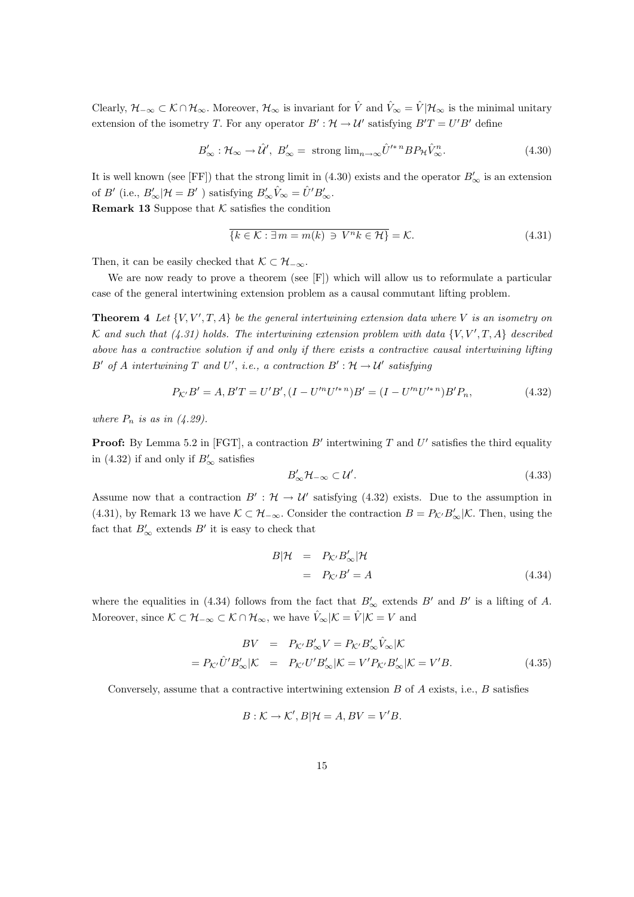Clearly, $\mathcal{H}_{-\infty} \subset \mathcal{K} \cap \mathcal{H}_{\infty}$. Moreover, $\mathcal{H}_{\infty}$ is invariant for $\hat{V}$ and $\hat{V}_{\infty} = \hat{V}|\mathcal{H}_{\infty}$ is the minimal unitary extension of the isometry $T$. For any operator $B' : \mathcal{H} \to \mathcal{U}'$ satisfying $B'T = U'B'$ define

$$B'_{\infty} : \mathcal{H}_{\infty} \to \hat{\mathcal{U}}', \; B'_{\infty} = \text{ strong } \lim_{n\to\infty} \hat{U}'^{*\,n} B P_{\mathcal{H}} \hat{V}^{n}_{\infty}. \tag{4.30}$$

It is well known (see [FF]) that the strong limit in (4.30) exists and the operator $B'_{\infty}$ is an extension of $B'$ (i.e., $B'_{\infty}|\mathcal{H} = B'$ ) satisfying $B'_{\infty}\hat{V}_{\infty} = \hat{U}'B'_{\infty}$.

**Remark 13** Suppose that $\mathcal{K}$ satisfies the condition

$$\overline{\{k \in \mathcal{K} : \exists m = m(k) \ni V^{n}k \in \mathcal{H}\}} = \mathcal{K}. \tag{4.31}$$

Then, it can be easily checked that $\mathcal{K} \subset \mathcal{H}_{-\infty}$.

We are now ready to prove a theorem (see [F]) which will allow us to reformulate a particular case of the general intertwining extension problem as a causal commutant lifting problem.

**Theorem 4** *Let $\{V, V', T, A\}$ be the general intertwining extension data where $V$ is an isometry on $\mathcal{K}$ and such that (4.31) holds. The intertwining extension problem with data $\{V, V', T, A\}$ described above has a contractive solution if and only if there exists a contractive causal intertwining lifting $B'$ of $A$ intertwining $T$ and $U'$, i.e., a contraction $B' : \mathcal{H} \to \mathcal{U}'$ satisfying*

$$P_{\mathcal{K}'}B' = A, B'T = U'B', (I - U'^{n}U'^{*\,n})B' = (I - U'^{n}U'^{*\,n})B'P_{n}, \tag{4.32}$$

*where $P_n$ is as in (4.29).*

**Proof:** By Lemma 5.2 in [FGT], a contraction $B'$ intertwining $T$ and $U'$ satisfies the third equality in (4.32) if and only if $B'_{\infty}$ satisfies

$$B'_{\infty}\mathcal{H}_{-\infty} \subset \mathcal{U}'. \tag{4.33}$$

Assume now that a contraction $B' : \mathcal{H} \to \mathcal{U}'$ satisfying (4.32) exists. Due to the assumption in (4.31), by Remark 13 we have $\mathcal{K} \subset \mathcal{H}_{-\infty}$. Consider the contraction $B = P_{\mathcal{K}'}B'_{\infty}|\mathcal{K}$. Then, using the fact that $B'_{\infty}$ extends $B'$ it is easy to check that

$$\begin{aligned} B|\mathcal{H} &= P_{\mathcal{K}'}B'_{\infty}|\mathcal{H} \\ &= P_{\mathcal{K}'}B' = A \end{aligned} \tag{4.34}$$

where the equalities in (4.34) follows from the fact that $B'_{\infty}$ extends $B'$ and $B'$ is a lifting of $A$. Moreover, since $\mathcal{K} \subset \mathcal{H}_{-\infty} \subset \mathcal{K} \cap \mathcal{H}_{\infty}$, we have $\hat{V}_{\infty}|\mathcal{K} = \hat{V}|\mathcal{K} = V$ and

$$\begin{aligned} BV &= P_{\mathcal{K}'}B'_{\infty}V = P_{\mathcal{K}'}B'_{\infty}\hat{V}_{\infty}|\mathcal{K} \\ = P_{\mathcal{K}'}\hat{U}'B'_{\infty}|\mathcal{K} &= P_{\mathcal{K}'}U'B'_{\infty}|\mathcal{K} = V'P_{\mathcal{K}'}B'_{\infty}|\mathcal{K} = V'B. \end{aligned} \tag{4.35}$$

Conversely, assume that a contractive intertwining extension $B$ of $A$ exists, i.e., $B$ satisfies

$$B : \mathcal{K} \to \mathcal{K}', B|\mathcal{H} = A, BV = V'B.$$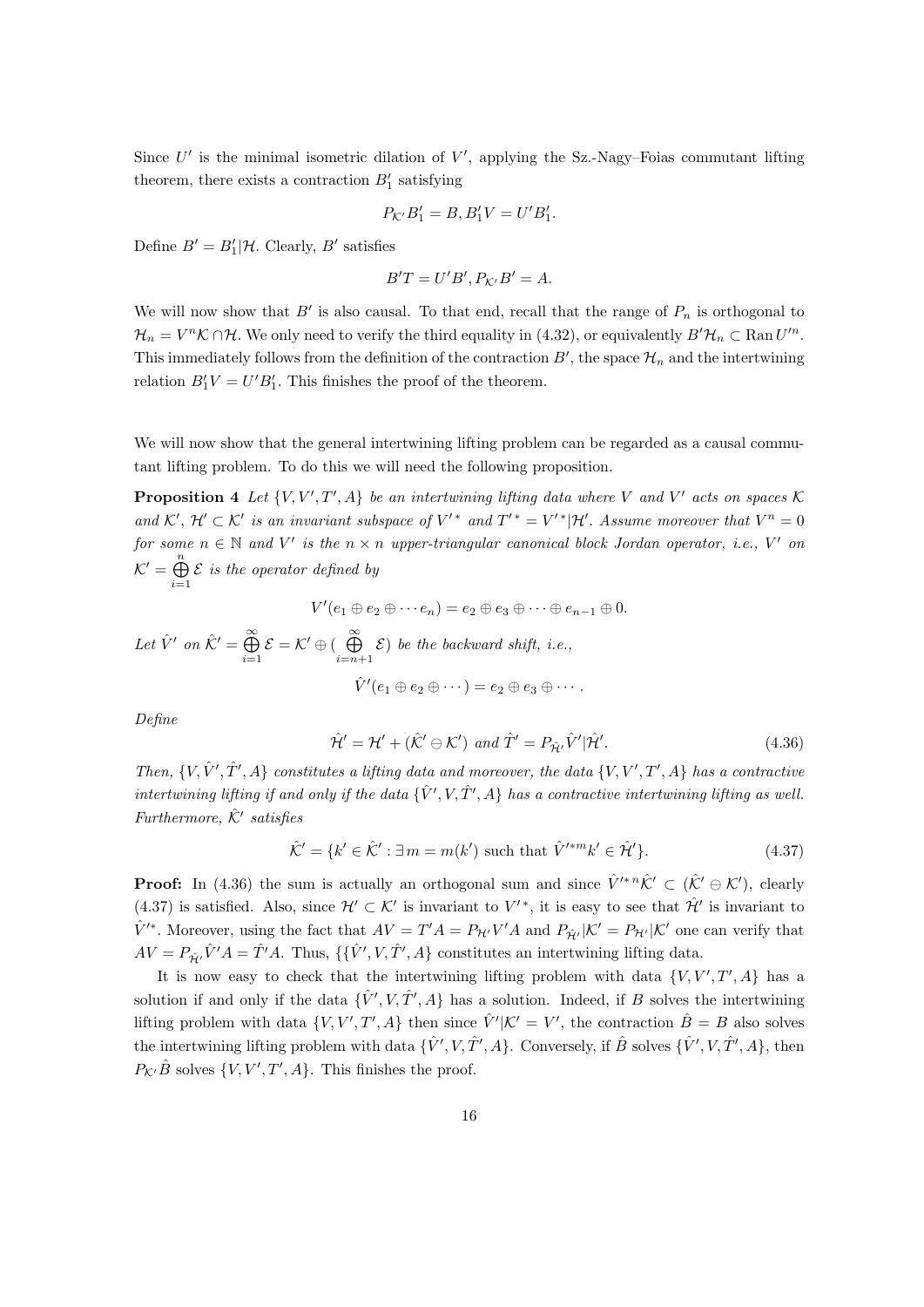Since $U'$ is the minimal isometric dilation of $V'$, applying the Sz.-Nagy–Foias commutant lifting theorem, there exists a contraction $B_1'$ satisfying

$$P_{\mathcal{K}'}B_1' = B, B_1'V = U'B_1'.$$

Define $B' = B_1'|\mathcal{H}$. Clearly, $B'$ satisfies

$$B'T = U'B', P_{\mathcal{K}'}B' = A.$$

We will now show that $B'$ is also causal. To that end, recall that the range of $P_n$ is orthogonal to $\mathcal{H}_n = V^n\mathcal{K} \cap \mathcal{H}$. We only need to verify the third equality in (4.32), or equivalently $B'\mathcal{H}_n \subset \operatorname{Ran} U'^n$. This immediately follows from the definition of the contraction $B'$, the space $\mathcal{H}_n$ and the intertwining relation $B_1'V = U'B_1'$. This finishes the proof of the theorem.

We will now show that the general intertwining lifting problem can be regarded as a causal commutant lifting problem. To do this we will need the following proposition.

**Proposition 4** *Let $\{V, V', T', A\}$ be an intertwining lifting data where $V$ and $V'$ acts on spaces $\mathcal{K}$ and $\mathcal{K}'$, $\mathcal{H}' \subset \mathcal{K}'$ is an invariant subspace of $V'^*$ and $T'^* = V'^*|\mathcal{H}'$. Assume moreover that $V^n = 0$ for some $n \in \mathbb{N}$ and $V'$ is the $n \times n$ upper-triangular canonical block Jordan operator, i.e., $V'$ on $\mathcal{K}' = \bigoplus_{i=1}^{n} \mathcal{E}$ is the operator defined by*

$$V'(e_1 \oplus e_2 \oplus \cdots e_n) = e_2 \oplus e_3 \oplus \cdots \oplus e_{n-1} \oplus 0.$$

*Let $\hat{V}'$ on $\hat{\mathcal{K}}' = \bigoplus_{i=1}^{\infty} \mathcal{E} = \mathcal{K}' \oplus (\bigoplus_{i=n+1}^{\infty} \mathcal{E})$ be the backward shift, i.e.,*

$$\hat{V}'(e_1 \oplus e_2 \oplus \cdots) = e_2 \oplus e_3 \oplus \cdots.$$

*Define*

$$\hat{\mathcal{H}}' = \mathcal{H}' + (\hat{\mathcal{K}}' \ominus \mathcal{K}') \text{ and } \hat{T}' = P_{\hat{\mathcal{H}}'}\hat{V}'|\hat{\mathcal{H}}'. \tag{4.36}$$

*Then, $\{V, \hat{V}', \hat{T}', A\}$ constitutes a lifting data and moreover, the data $\{V, V', T', A\}$ has a contractive intertwining lifting if and only if the data $\{\hat{V}', V, \hat{T}', A\}$ has a contractive intertwining lifting as well. Furthermore, $\hat{\mathcal{K}}'$ satisfies*

$$\hat{\mathcal{K}}' = \{k' \in \hat{\mathcal{K}}' : \exists\, m = m(k') \text{ such that } \hat{V}'^{*m}k' \in \hat{\mathcal{H}}'\}. \tag{4.37}$$

**Proof:** In (4.36) the sum is actually an orthogonal sum and since $\hat{V}'^{*\,n}\hat{\mathcal{K}}' \subset (\hat{\mathcal{K}}' \ominus \mathcal{K}')$, clearly (4.37) is satisfied. Also, since $\mathcal{H}' \subset \mathcal{K}'$ is invariant to $V'^*$, it is easy to see that $\hat{\mathcal{H}}'$ is invariant to $\hat{V}'^*$. Moreover, using the fact that $AV = T'A = P_{\mathcal{H}'}V'A$ and $P_{\hat{\mathcal{H}}'}|\mathcal{K}' = P_{\mathcal{H}'}|\mathcal{K}'$ one can verify that $AV = P_{\hat{\mathcal{H}}'}\hat{V}'A = \hat{T}'A$. Thus, $\{\{\hat{V}', V, \hat{T}', A\}$ constitutes an intertwining lifting data.

It is now easy to check that the intertwining lifting problem with data $\{V, V', T', A\}$ has a solution if and only if the data $\{\hat{V}', V, \hat{T}', A\}$ has a solution. Indeed, if $B$ solves the intertwining lifting problem with data $\{V, V', T', A\}$ then since $\hat{V}'|\mathcal{K}' = V'$, the contraction $\hat{B} = B$ also solves the intertwining lifting problem with data $\{\hat{V}', V, \hat{T}', A\}$. Conversely, if $\hat{B}$ solves $\{\hat{V}', V, \hat{T}', A\}$, then $P_{\mathcal{K}'}\hat{B}$ solves $\{V, V', T', A\}$. This finishes the proof.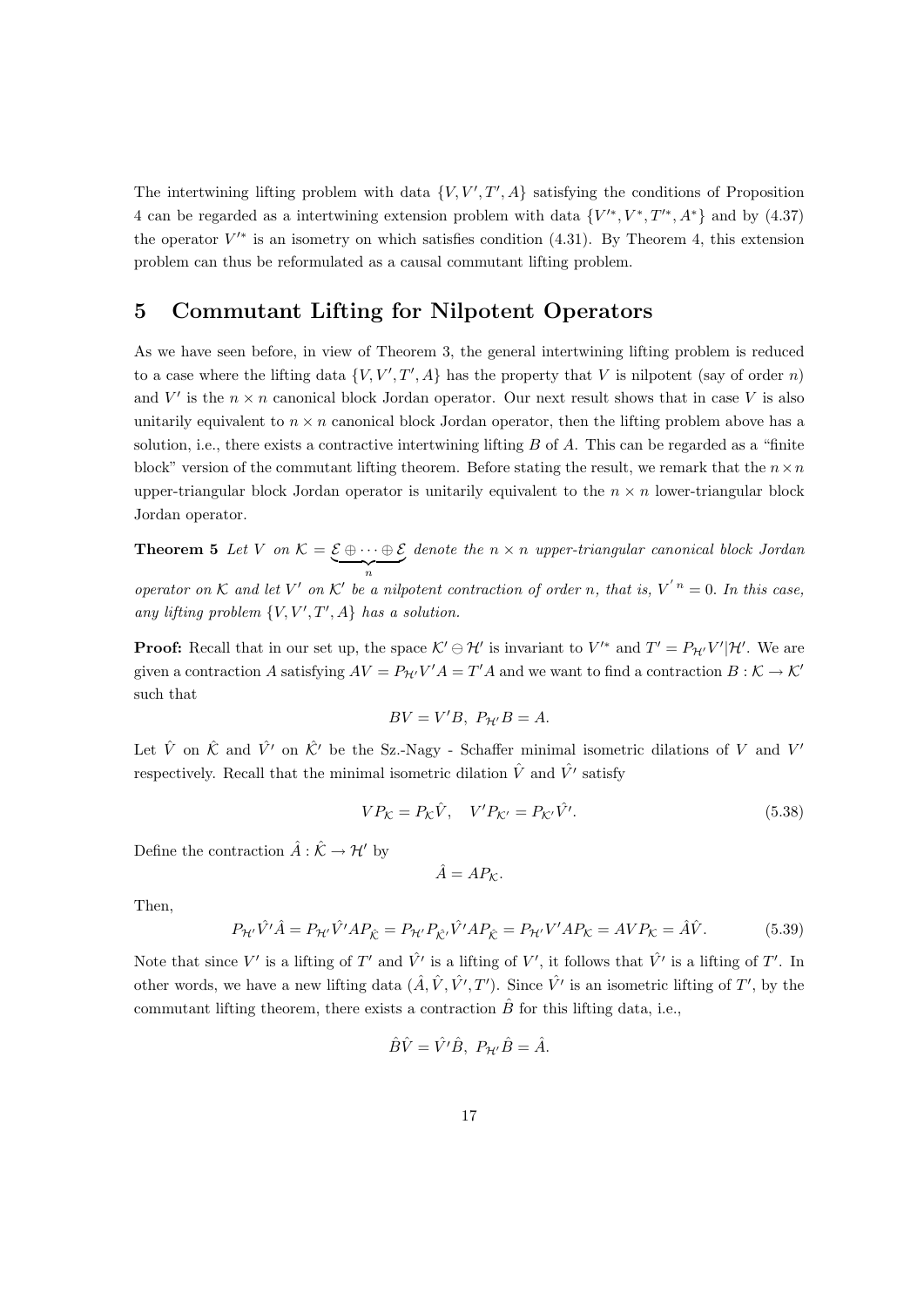The intertwining lifting problem with data $\{V, V', T', A\}$ satisfying the conditions of Proposition 4 can be regarded as a intertwining extension problem with data $\{V'^*, V^*, T'^*, A^*\}$ and by (4.37) the operator $V'^*$ is an isometry on which satisfies condition (4.31). By Theorem 4, this extension problem can thus be reformulated as a causal commutant lifting problem.

## 5 Commutant Lifting for Nilpotent Operators

As we have seen before, in view of Theorem 3, the general intertwining lifting problem is reduced to a case where the lifting data $\{V, V', T', A\}$ has the property that $V$ is nilpotent (say of order $n$) and $V'$ is the $n \times n$ canonical block Jordan operator. Our next result shows that in case $V$ is also unitarily equivalent to $n \times n$ canonical block Jordan operator, then the lifting problem above has a solution, i.e., there exists a contractive intertwining lifting $B$ of $A$. This can be regarded as a "finite block" version of the commutant lifting theorem. Before stating the result, we remark that the $n \times n$ upper-triangular block Jordan operator is unitarily equivalent to the $n \times n$ lower-triangular block Jordan operator.

**Theorem 5** *Let $V$ on $\mathcal{K} = \underbrace{\mathcal{E} \oplus \cdots \oplus \mathcal{E}}_{n}$ denote the $n \times n$ upper-triangular canonical block Jordan operator on $\mathcal{K}$ and let $V'$ on $\mathcal{K}'$ be a nilpotent contraction of order $n$, that is, $V'^{\,n} = 0$. In this case, any lifting problem $\{V, V', T', A\}$ has a solution.*

**Proof:** Recall that in our set up, the space $\mathcal{K}' \ominus \mathcal{H}'$ is invariant to $V'^*$ and $T' = P_{\mathcal{H}'} V' | \mathcal{H}'$. We are given a contraction $A$ satisfying $AV = P_{\mathcal{H}'} V' A = T' A$ and we want to find a contraction $B : \mathcal{K} \to \mathcal{K}'$ such that

$$BV = V'B, \; P_{\mathcal{H}'} B = A.$$

Let $\hat{V}$ on $\hat{\mathcal{K}}$ and $\hat{V'}$ on $\hat{\mathcal{K}}'$ be the Sz.-Nagy - Schaffer minimal isometric dilations of $V$ and $V'$ respectively. Recall that the minimal isometric dilation $\hat{V}$ and $\hat{V'}$ satisfy

$$V P_{\mathcal{K}} = P_{\mathcal{K}} \hat{V}, \quad V' P_{\mathcal{K}'} = P_{\mathcal{K}'} \hat{V'}. \tag{5.38}$$

Define the contraction $\hat{A} : \hat{\mathcal{K}} \to \mathcal{H}'$ by

$$\hat{A} = A P_{\mathcal{K}}.$$

Then,

$$P_{\mathcal{H}'} \hat{V'} \hat{A} = P_{\mathcal{H}'} \hat{V'} A P_{\hat{\mathcal{K}}} = P_{\mathcal{H}'} P_{\hat{\mathcal{K}}'} \hat{V'} A P_{\hat{\mathcal{K}}} = P_{\mathcal{H}'} V' A P_{\mathcal{K}} = A V P_{\mathcal{K}} = \hat{A} \hat{V}. \tag{5.39}$$

Note that since $V'$ is a lifting of $T'$ and $\hat{V'}$ is a lifting of $V'$, it follows that $\hat{V'}$ is a lifting of $T'$. In other words, we have a new lifting data $(\hat{A}, \hat{V}, \hat{V'}, T')$. Since $\hat{V'}$ is an isometric lifting of $T'$, by the commutant lifting theorem, there exists a contraction $\hat{B}$ for this lifting data, i.e.,

$$\hat{B} \hat{V} = \hat{V'} \hat{B}, \; P_{\mathcal{H}'} \hat{B} = \hat{A}.$$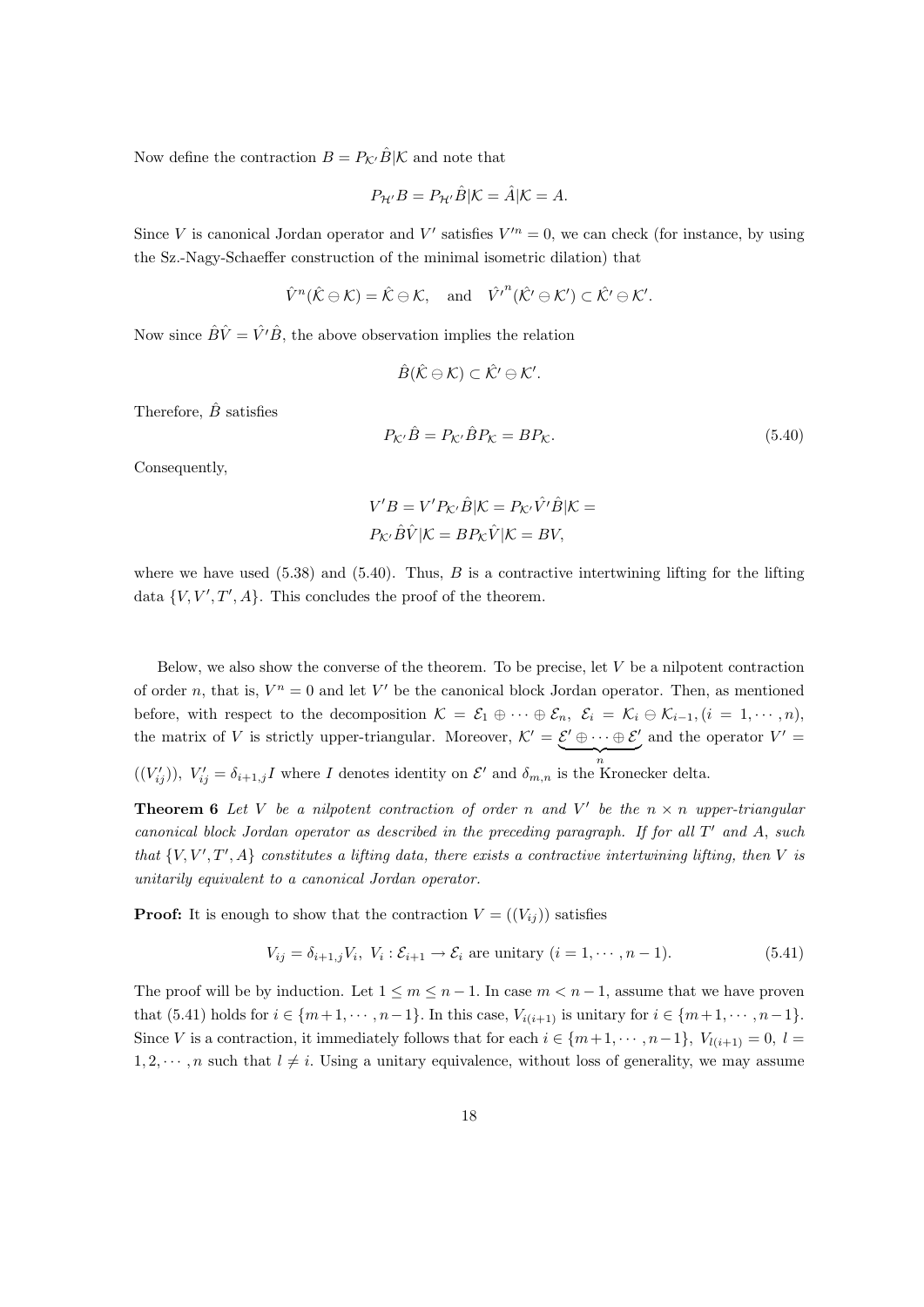Now define the contraction $B = P_{\mathcal{K}'}\hat{B}|\mathcal{K}$ and note that

$$P_{\mathcal{H}'}B = P_{\mathcal{H}'}\hat{B}|\mathcal{K} = \hat{A}|\mathcal{K} = A.$$

Since $V$ is canonical Jordan operator and $V'$ satisfies $V'^n = 0$, we can check (for instance, by using the Sz.-Nagy-Schaeffer construction of the minimal isometric dilation) that

$$\hat{V}^n(\hat{\mathcal{K}} \ominus \mathcal{K}) = \hat{\mathcal{K}} \ominus \mathcal{K}, \quad \text{and} \quad \hat{V'}^n(\hat{\mathcal{K}'} \ominus \mathcal{K}') \subset \hat{\mathcal{K}'} \ominus \mathcal{K}'.$$

Now since $\hat{B}\hat{V} = \hat{V}'\hat{B}$, the above observation implies the relation

$$\hat{B}(\hat{\mathcal{K}} \ominus \mathcal{K}) \subset \hat{\mathcal{K}'} \ominus \mathcal{K}'.$$

Therefore, $\hat{B}$ satisfies

$$P_{\mathcal{K}'}\hat{B} = P_{\mathcal{K}'}\hat{B}P_{\mathcal{K}} = BP_{\mathcal{K}}. \tag{5.40}$$

Consequently,

$$\begin{aligned} V'B = V'P_{\mathcal{K}'}\hat{B}|\mathcal{K} = P_{\mathcal{K}'}\hat{V}'\hat{B}|\mathcal{K} = \\ P_{\mathcal{K}'}\hat{B}\hat{V}|\mathcal{K} = BP_{\mathcal{K}}\hat{V}|\mathcal{K} = BV, \end{aligned}$$

where we have used (5.38) and (5.40). Thus, $B$ is a contractive intertwining lifting for the lifting data $\{V, V', T', A\}$. This concludes the proof of the theorem.

Below, we also show the converse of the theorem. To be precise, let $V$ be a nilpotent contraction of order $n$, that is, $V^n = 0$ and let $V'$ be the canonical block Jordan operator. Then, as mentioned before, with respect to the decomposition $\mathcal{K} = \mathcal{E}_1 \oplus \cdots \oplus \mathcal{E}_n$, $\mathcal{E}_i = \mathcal{K}_i \ominus \mathcal{K}_{i-1}, (i = 1, \cdots, n)$, the matrix of $V$ is strictly upper-triangular. Moreover, $\mathcal{K}' = \underbrace{\mathcal{E}' \oplus \cdots \oplus \mathcal{E}'}_{n}$ and the operator $V' = ((V'_{ij}))$, $V'_{ij} = \delta_{i+1,j}I$ where $I$ denotes identity on $\mathcal{E}'$ and $\delta_{m,n}$ is the Kronecker delta.

**Theorem 6** *Let $V$ be a nilpotent contraction of order $n$ and $V'$ be the $n \times n$ upper-triangular canonical block Jordan operator as described in the preceding paragraph. If for all $T'$ and $A$, such that $\{V, V', T', A\}$ constitutes a lifting data, there exists a contractive intertwining lifting, then $V$ is unitarily equivalent to a canonical Jordan operator.*

**Proof:** It is enough to show that the contraction $V = ((V_{ij}))$ satisfies

$$V_{ij} = \delta_{i+1,j}V_i, \; V_i : \mathcal{E}_{i+1} \to \mathcal{E}_i \text{ are unitary } (i = 1, \cdots, n-1). \tag{5.41}$$

The proof will be by induction. Let $1 \leq m \leq n-1$. In case $m < n-1$, assume that we have proven that (5.41) holds for $i \in \{m+1, \cdots, n-1\}$. In this case, $V_{i(i+1)}$ is unitary for $i \in \{m+1, \cdots, n-1\}$. Since $V$ is a contraction, it immediately follows that for each $i \in \{m+1, \cdots, n-1\}$, $V_{l(i+1)} = 0$, $l = 1, 2, \cdots, n$ such that $l \neq i$. Using a unitary equivalence, without loss of generality, we may assume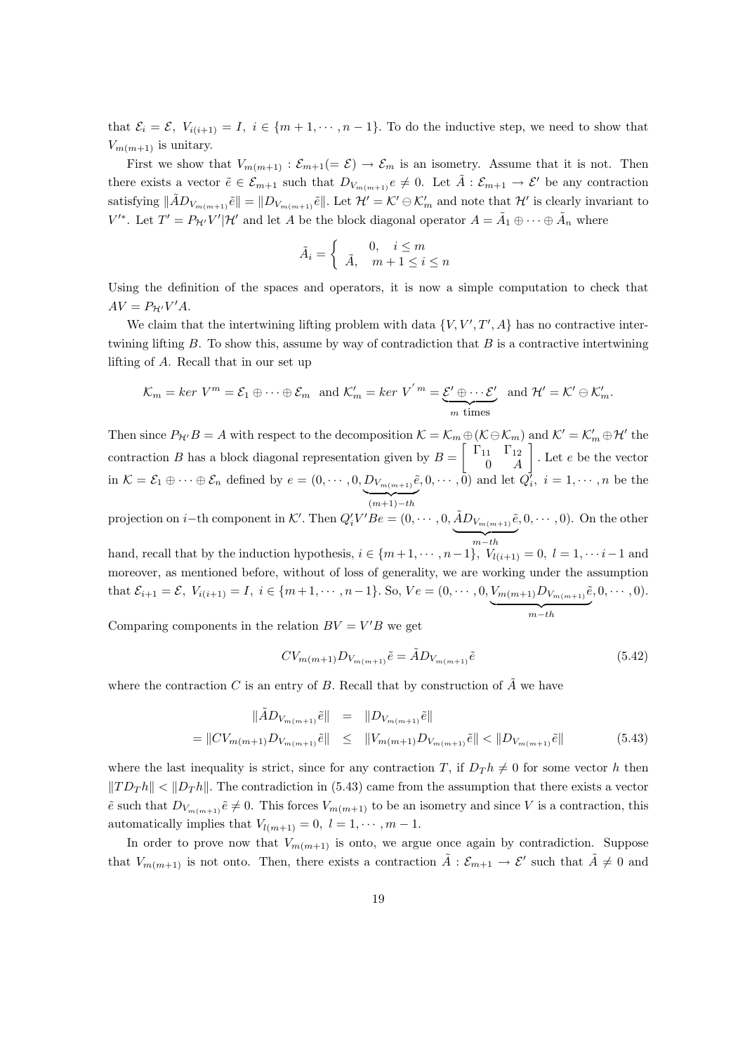that $\mathcal{E}_i = \mathcal{E}$, $V_{i(i+1)} = I$, $i \in \{m+1, \cdots, n-1\}$. To do the inductive step, we need to show that $V_{m(m+1)}$ is unitary.

First we show that $V_{m(m+1)} : \mathcal{E}_{m+1}(= \mathcal{E}) \to \mathcal{E}_m$ is an isometry. Assume that it is not. Then there exists a vector $\tilde{e} \in \mathcal{E}_{m+1}$ such that $D_{V_{m(m+1)}} e \neq 0$. Let $\tilde{A} : \mathcal{E}_{m+1} \to \mathcal{E}'$ be any contraction satisfying $\|\tilde{A} D_{V_{m(m+1)}} \tilde{e}\| = \|D_{V_{m(m+1)}} \tilde{e}\|$. Let $\mathcal{H}' = \mathcal{K}' \ominus \mathcal{K}'_m$ and note that $\mathcal{H}'$ is clearly invariant to $V'^*$. Let $T' = P_{\mathcal{H}'} V' | \mathcal{H}'$ and let $A$ be the block diagonal operator $A = \tilde{A}_1 \oplus \cdots \oplus \tilde{A}_n$ where

$$\tilde{A}_i = \begin{cases} 0, & i \leq m \\ \tilde{A}, & m+1 \leq i \leq n \end{cases}$$

Using the definition of the spaces and operators, it is now a simple computation to check that $AV = P_{\mathcal{H}'} V' A$.

We claim that the intertwining lifting problem with data $\{V, V', T', A\}$ has no contractive intertwining lifting $B$. To show this, assume by way of contradiction that $B$ is a contractive intertwining lifting of $A$. Recall that in our set up

$$\mathcal{K}_m = ker\ V^m = \mathcal{E}_1 \oplus \cdots \oplus \mathcal{E}_m \text{ and } \mathcal{K}'_m = ker\ V'^m = \underbrace{\mathcal{E}' \oplus \cdots \mathcal{E}'}_{m \text{ times}} \text{ and } \mathcal{H}' = \mathcal{K}' \ominus \mathcal{K}'_m.$$

Then since $P_{\mathcal{H}'} B = A$ with respect to the decomposition $\mathcal{K} = \mathcal{K}_m \oplus (\mathcal{K} \ominus \mathcal{K}_m)$ and $\mathcal{K}' = \mathcal{K}'_m \oplus \mathcal{H}'$ the contraction $B$ has a block diagonal representation given by $B = \begin{bmatrix} \Gamma_{11} & \Gamma_{12} \\ 0 & A \end{bmatrix}$. Let $e$ be the vector in $\mathcal{K} = \mathcal{E}_1 \oplus \cdots \oplus \mathcal{E}_n$ defined by $e = (0, \cdots, 0, \underbrace{D_{V_{m(m+1)}} \tilde{e}}_{(m+1)-th}, 0, \cdots, 0)$ and let $Q'_i$, $i = 1, \cdots, n$ be the projection on $i-$th component in $\mathcal{K}'$. Then $Q'_i V' B e = (0, \cdots, 0, \underbrace{\tilde{A} D_{V_{m(m+1)}} \tilde{e}}_{m-th}, 0, \cdots, 0)$. On the other hand, recall that by the induction hypothesis, $i \in \{m+1, \cdots, n-1\}$, $V_{l(i+1)} = 0$, $l = 1, \cdots i-1$ and moreover, as mentioned before, without of loss of generality, we are working under the assumption that $\mathcal{E}_{i+1} = \mathcal{E}$, $V_{i(i+1)} = I$, $i \in \{m+1, \cdots, n-1\}$. So, $Ve = (0, \cdots, 0, \underbrace{V_{m(m+1)} D_{V_{m(m+1)}} \tilde{e}}_{m-th}, 0, \cdots, 0)$.

Comparing components in the relation $BV = V'B$ we get

$$C V_{m(m+1)} D_{V_{m(m+1)}} \tilde{e} = \tilde{A} D_{V_{m(m+1)}} \tilde{e} \tag{5.42}$$

where the contraction $C$ is an entry of $B$. Recall that by construction of $\tilde{A}$ we have

$$\begin{aligned} \|\tilde{A} D_{V_{m(m+1)}} \tilde{e}\| &= \|D_{V_{m(m+1)}} \tilde{e}\| \\ = \|C V_{m(m+1)} D_{V_{m(m+1)}} \tilde{e}\| &\leq \|V_{m(m+1)} D_{V_{m(m+1)}} \tilde{e}\| < \|D_{V_{m(m+1)}} \tilde{e}\| \end{aligned} \tag{5.43}$$

where the last inequality is strict, since for any contraction $T$, if $D_T h \neq 0$ for some vector $h$ then $\|T D_T h\| < \|D_T h\|$. The contradiction in (5.43) came from the assumption that there exists a vector $\tilde{e}$ such that $D_{V_{m(m+1)}} \tilde{e} \neq 0$. This forces $V_{m(m+1)}$ to be an isometry and since $V$ is a contraction, this automatically implies that $V_{l(m+1)} = 0$, $l = 1, \cdots, m-1$.

In order to prove now that $V_{m(m+1)}$ is onto, we argue once again by contradiction. Suppose that $V_{m(m+1)}$ is not onto. Then, there exists a contraction $\tilde{A} : \mathcal{E}_{m+1} \to \mathcal{E}'$ such that $\tilde{A} \neq 0$ and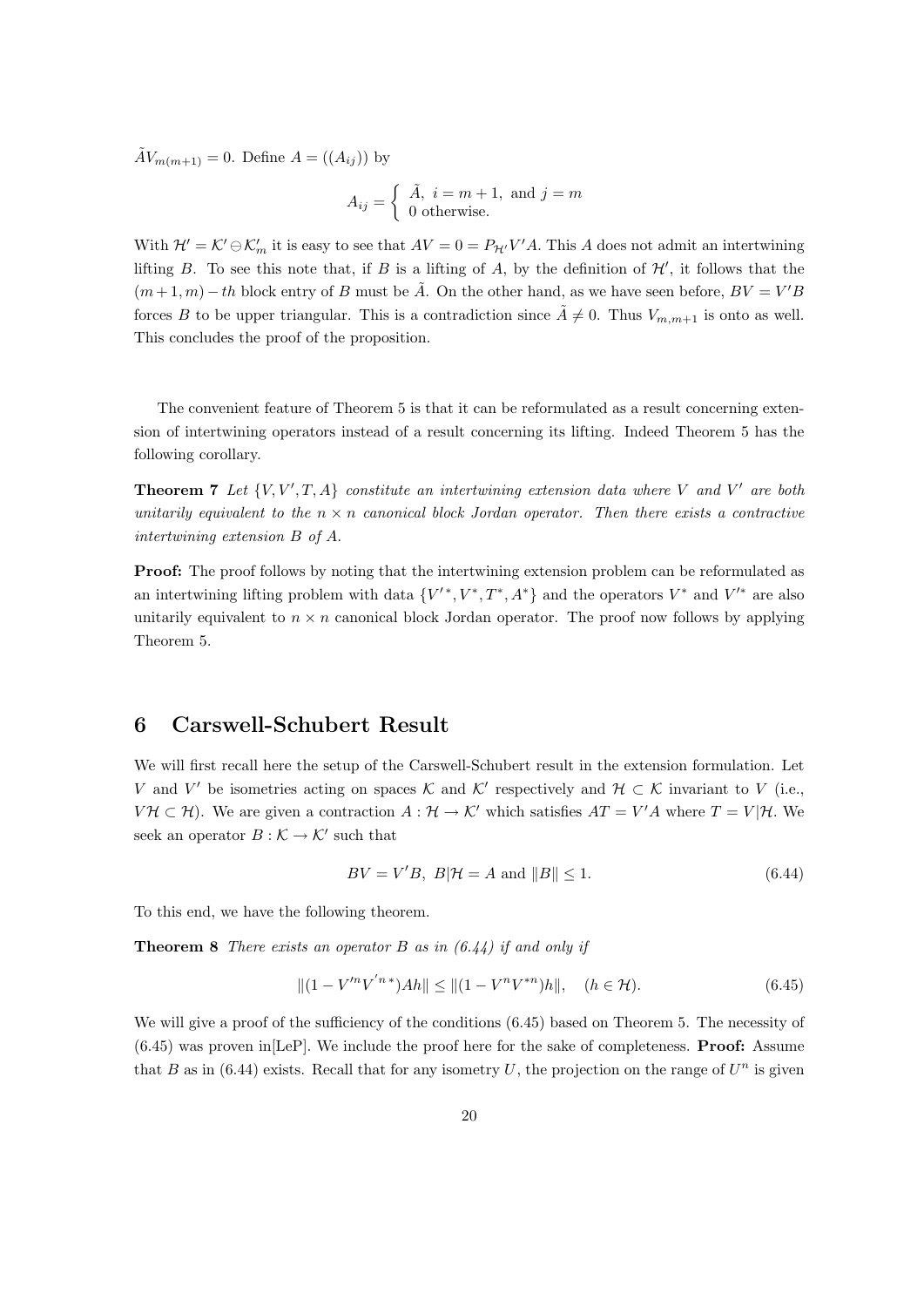$\tilde{A}V_{m(m+1)} = 0$. Define $A = ((A_{ij}))$ by

$$A_{ij} = \begin{cases} \tilde{A}, \ i = m+1, \text{ and } j = m \\ 0 \text{ otherwise.} \end{cases}$$

With $\mathcal{H}' = \mathcal{K}' \ominus \mathcal{K}'_m$ it is easy to see that $AV = 0 = P_{\mathcal{H}'}V'A$. This $A$ does not admit an intertwining lifting $B$. To see this note that, if $B$ is a lifting of $A$, by the definition of $\mathcal{H}'$, it follows that the $(m+1, m) - th$ block entry of $B$ must be $\tilde{A}$. On the other hand, as we have seen before, $BV = V'B$ forces $B$ to be upper triangular. This is a contradiction since $\tilde{A} \neq 0$. Thus $V_{m,m+1}$ is onto as well. This concludes the proof of the proposition.

The convenient feature of Theorem 5 is that it can be reformulated as a result concerning extension of intertwining operators instead of a result concerning its lifting. Indeed Theorem 5 has the following corollary.

**Theorem 7** *Let $\{V, V', T, A\}$ constitute an intertwining extension data where $V$ and $V'$ are both unitarily equivalent to the $n \times n$ canonical block Jordan operator. Then there exists a contractive intertwining extension $B$ of $A$.*

**Proof:** The proof follows by noting that the intertwining extension problem can be reformulated as an intertwining lifting problem with data $\{V'^*, V^*, T^*, A^*\}$ and the operators $V^*$ and $V'^*$ are also unitarily equivalent to $n \times n$ canonical block Jordan operator. The proof now follows by applying Theorem 5.

## 6 Carswell-Schubert Result

We will first recall here the setup of the Carswell-Schubert result in the extension formulation. Let $V$ and $V'$ be isometries acting on spaces $\mathcal{K}$ and $\mathcal{K}'$ respectively and $\mathcal{H} \subset \mathcal{K}$ invariant to $V$ (i.e., $V\mathcal{H} \subset \mathcal{H}$). We are given a contraction $A : \mathcal{H} \to \mathcal{K}'$ which satisfies $AT = V'A$ where $T = V|\mathcal{H}$. We seek an operator $B : \mathcal{K} \to \mathcal{K}'$ such that

$$BV = V'B, \ B|\mathcal{H} = A \text{ and } \|B\| \leq 1. \tag{6.44}$$

To this end, we have the following theorem.

**Theorem 8** *There exists an operator $B$ as in (6.44) if and only if*

$$\|(1 - V'^n V'^{n*})Ah\| \leq \|(1 - V^n V^{*n})h\|, \quad (h \in \mathcal{H}). \tag{6.45}$$

We will give a proof of the sufficiency of the conditions (6.45) based on Theorem 5. The necessity of (6.45) was proven in[LeP]. We include the proof here for the sake of completeness. **Proof:** Assume that $B$ as in (6.44) exists. Recall that for any isometry $U$, the projection on the range of $U^n$ is given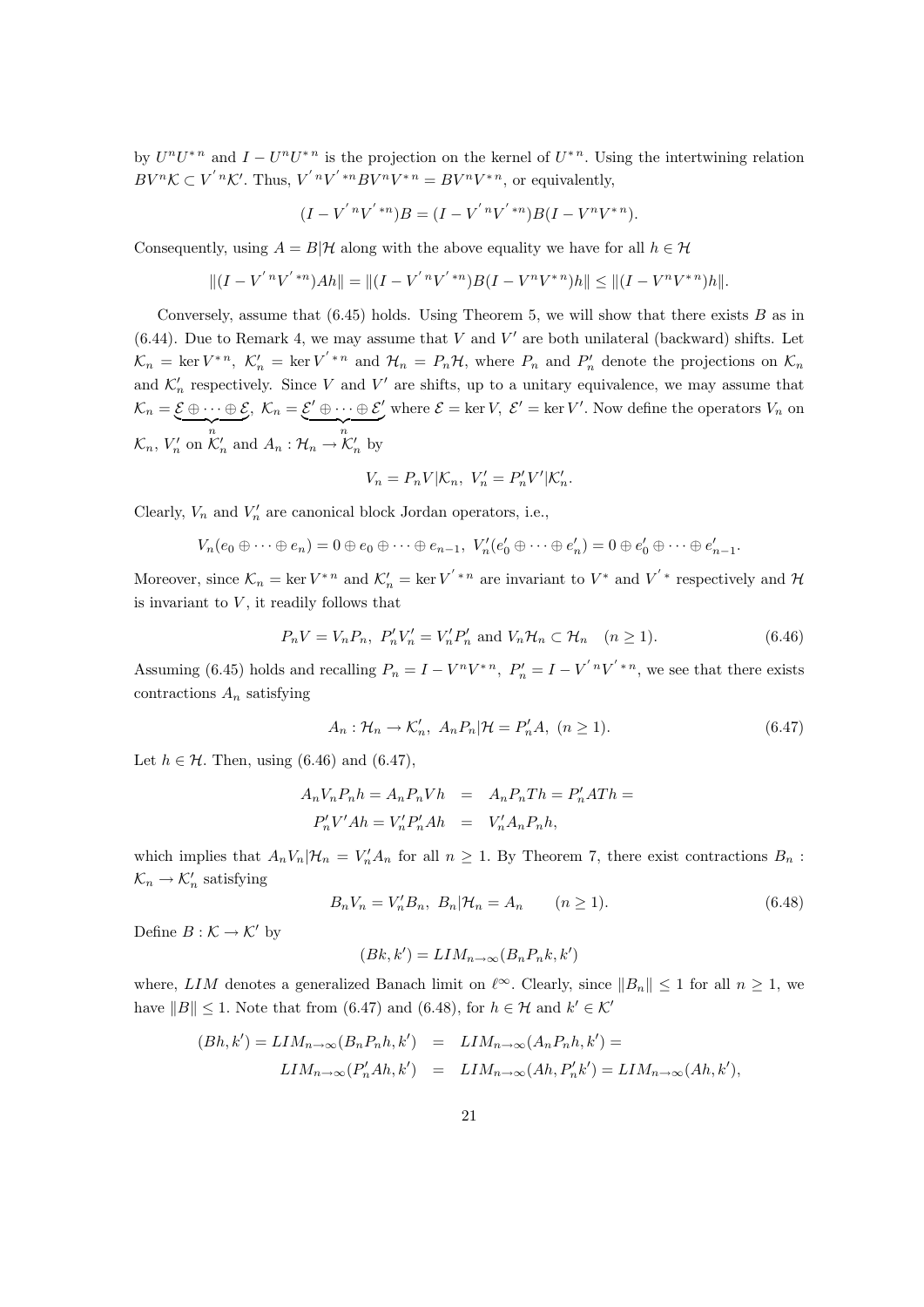by $U^nU^{*n}$ and $I - U^nU^{*n}$ is the projection on the kernel of $U^{*n}$. Using the intertwining relation $BV^n\mathcal{K} \subset V^{'n}\mathcal{K}'$. Thus, $V^{'n}V^{'*n}BV^nV^{*n} = BV^nV^{*n}$, or equivalently,

$$(I - V^{'n}V^{'*n})B = (I - V^{'n}V^{'*n})B(I - V^nV^{*n}).$$

Consequently, using $A = B|\mathcal{H}$ along with the above equality we have for all $h \in \mathcal{H}$

$$\|(I - V^{'n}V^{'*n})Ah\| = \|(I - V^{'n}V^{'*n})B(I - V^nV^{*n})h\| \leq \|(I - V^nV^{*n})h\|.$$

Conversely, assume that (6.45) holds. Using Theorem 5, we will show that there exists $B$ as in (6.44). Due to Remark 4, we may assume that $V$ and $V'$ are both unilateral (backward) shifts. Let $\mathcal{K}_n = \ker V^{*n}$, $\mathcal{K}'_n = \ker V^{'*n}$ and $\mathcal{H}_n = P_n\mathcal{H}$, where $P_n$ and $P'_n$ denote the projections on $\mathcal{K}_n$ and $\mathcal{K}'_n$ respectively. Since $V$ and $V'$ are shifts, up to a unitary equivalence, we may assume that $\mathcal{K}_n = \underbrace{\mathcal{E} \oplus \cdots \oplus \mathcal{E}}_{n}$, $\mathcal{K}_n = \underbrace{\mathcal{E}' \oplus \cdots \oplus \mathcal{E}'}_{n}$ where $\mathcal{E} = \ker V$, $\mathcal{E}' = \ker V'$. Now define the operators $V_n$ on $\mathcal{K}_n$, $V'_n$ on $\mathcal{K}'_n$ and $A_n : \mathcal{H}_n \to \mathcal{K}'_n$ by

$$V_n = P_nV|\mathcal{K}_n,\ V'_n = P'_nV'|\mathcal{K}'_n.$$

Clearly, $V_n$ and $V'_n$ are canonical block Jordan operators, i.e.,

$$V_n(e_0 \oplus \cdots \oplus e_n) = 0 \oplus e_0 \oplus \cdots \oplus e_{n-1},\ V'_n(e'_0 \oplus \cdots \oplus e'_n) = 0 \oplus e'_0 \oplus \cdots \oplus e'_{n-1}.$$

Moreover, since $\mathcal{K}_n = \ker V^{*n}$ and $\mathcal{K}'_n = \ker V^{'*n}$ are invariant to $V^*$ and $V^{'*}$ respectively and $\mathcal{H}$ is invariant to $V$, it readily follows that

$$P_nV = V_nP_n,\ P'_nV'_n = V'_nP'_n \text{ and } V_n\mathcal{H}_n \subset \mathcal{H}_n \quad (n \geq 1). \tag{6.46}$$

Assuming (6.45) holds and recalling $P_n = I - V^nV^{*n}$, $P'_n = I - V^{'n}V^{'*n}$, we see that there exists contractions $A_n$ satisfying

$$A_n : \mathcal{H}_n \to \mathcal{K}'_n,\ A_nP_n|\mathcal{H} = P'_nA,\ (n \geq 1). \tag{6.47}$$

Let $h \in \mathcal{H}$. Then, using (6.46) and (6.47),

$$\begin{aligned} A_nV_nP_nh = A_nP_nVh &= A_nP_nTh = P'_nATh = \\ P'_nV'Ah = V'_nP'_nAh &= V'_nA_nP_nh, \end{aligned}$$

which implies that $A_nV_n|\mathcal{H}_n = V'_nA_n$ for all $n \geq 1$. By Theorem 7, there exist contractions $B_n : \mathcal{K}_n \to \mathcal{K}'_n$ satisfying

$$B_nV_n = V'_nB_n,\ B_n|\mathcal{H}_n = A_n \qquad (n \geq 1). \tag{6.48}$$

Define $B : \mathcal{K} \to \mathcal{K}'$ by

$$(Bk, k') = LIM_{n\to\infty}(B_nP_nk, k')$$

where, $LIM$ denotes a generalized Banach limit on $\ell^\infty$. Clearly, since $\|B_n\| \leq 1$ for all $n \geq 1$, we have $\|B\| \leq 1$. Note that from (6.47) and (6.48), for $h \in \mathcal{H}$ and $k' \in \mathcal{K}'$

$$\begin{aligned} (Bh, k') = LIM_{n\to\infty}(B_nP_nh, k') &= LIM_{n\to\infty}(A_nP_nh, k') = \\ LIM_{n\to\infty}(P'_nAh, k') &= LIM_{n\to\infty}(Ah, P'_nk') = LIM_{n\to\infty}(Ah, k'), \end{aligned}$$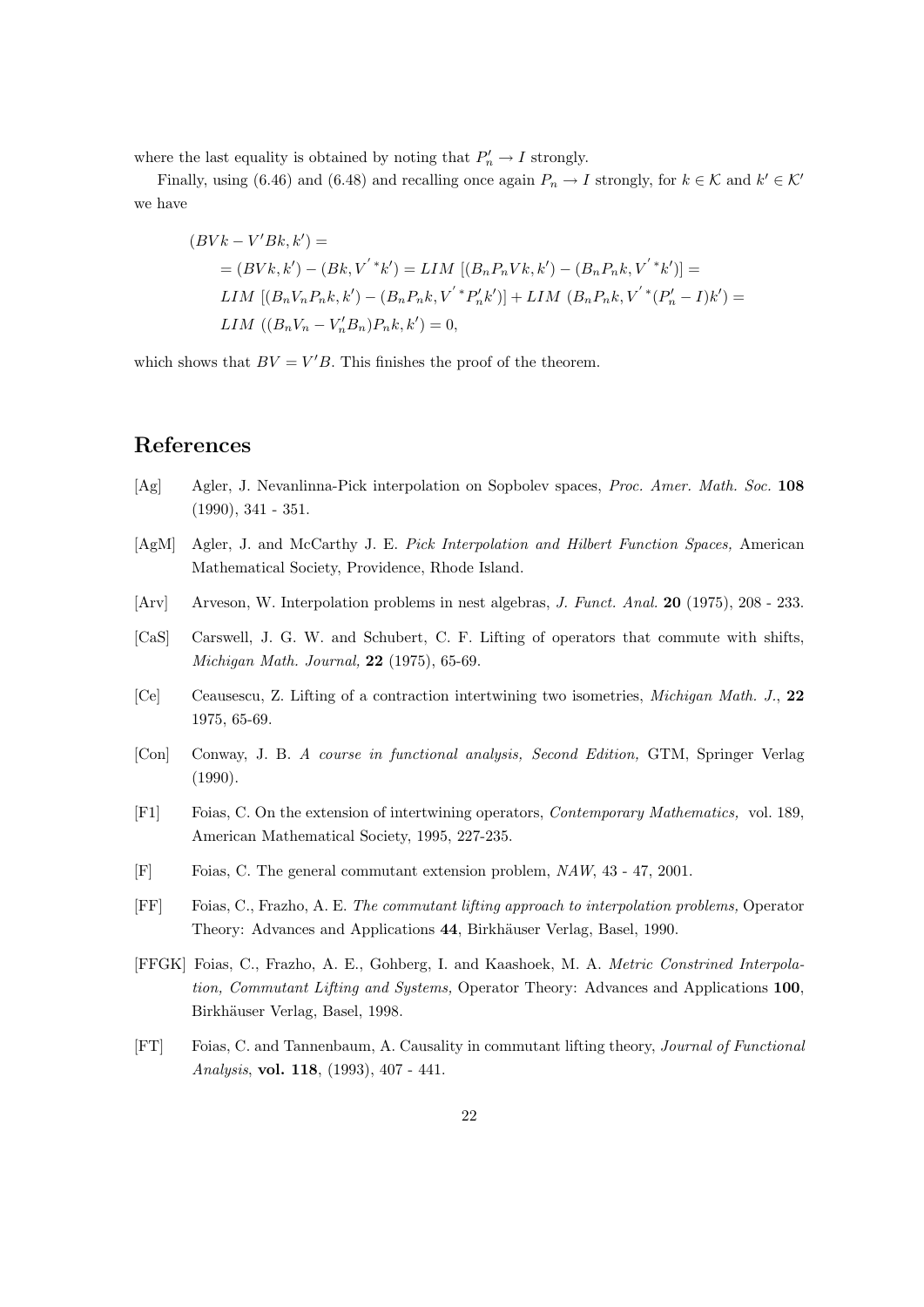where the last equality is obtained by noting that $P'_n \to I$ strongly.

Finally, using (6.46) and (6.48) and recalling once again $P_n \to I$ strongly, for $k \in \mathcal{K}$ and $k' \in \mathcal{K}'$ we have

$$
\begin{aligned}
&(BVk - V'Bk, k') = \\
&= (BVk, k') - (Bk, V^{'\,*}k') = LIM\ [(B_n P_n V k, k') - (B_n P_n k, V^{'\,*}k')] = \\
&LIM\ [(B_n V_n P_n k, k') - (B_n P_n k, V^{'\,*}P'_n k')] + LIM\ (B_n P_n k, V^{'\,*}(P'_n - I)k') = \\
&LIM\ ((B_n V_n - V'_n B_n) P_n k, k') = 0,
\end{aligned}
$$

which shows that $BV = V'B$. This finishes the proof of the theorem.

## References

[Ag] Agler, J. Nevanlinna-Pick interpolation on Sopbolev spaces, *Proc. Amer. Math. Soc.* **108** (1990), 341 - 351.

[AgM] Agler, J. and McCarthy J. E. *Pick Interpolation and Hilbert Function Spaces,* American Mathematical Society, Providence, Rhode Island.

[Arv] Arveson, W. Interpolation problems in nest algebras, *J. Funct. Anal.* **20** (1975), 208 - 233.

[CaS] Carswell, J. G. W. and Schubert, C. F. Lifting of operators that commute with shifts, *Michigan Math. Journal,* **22** (1975), 65-69.

[Ce] Ceausescu, Z. Lifting of a contraction intertwining two isometries, *Michigan Math. J.*, **22** 1975, 65-69.

[Con] Conway, J. B. *A course in functional analysis, Second Edition,* GTM, Springer Verlag (1990).

[F1] Foias, C. On the extension of intertwining operators, *Contemporary Mathematics,* vol. 189, American Mathematical Society, 1995, 227-235.

[F] Foias, C. The general commutant extension problem, *NAW*, 43 - 47, 2001.

[FF] Foias, C., Frazho, A. E. *The commutant lifting approach to interpolation problems,* Operator Theory: Advances and Applications **44**, Birkhäuser Verlag, Basel, 1990.

[FFGK] Foias, C., Frazho, A. E., Gohberg, I. and Kaashoek, M. A. *Metric Constrined Interpolation, Commutant Lifting and Systems,* Operator Theory: Advances and Applications **100**, Birkhäuser Verlag, Basel, 1998.

[FT] Foias, C. and Tannenbaum, A. Causality in commutant lifting theory, *Journal of Functional Analysis*, **vol. 118**, (1993), 407 - 441.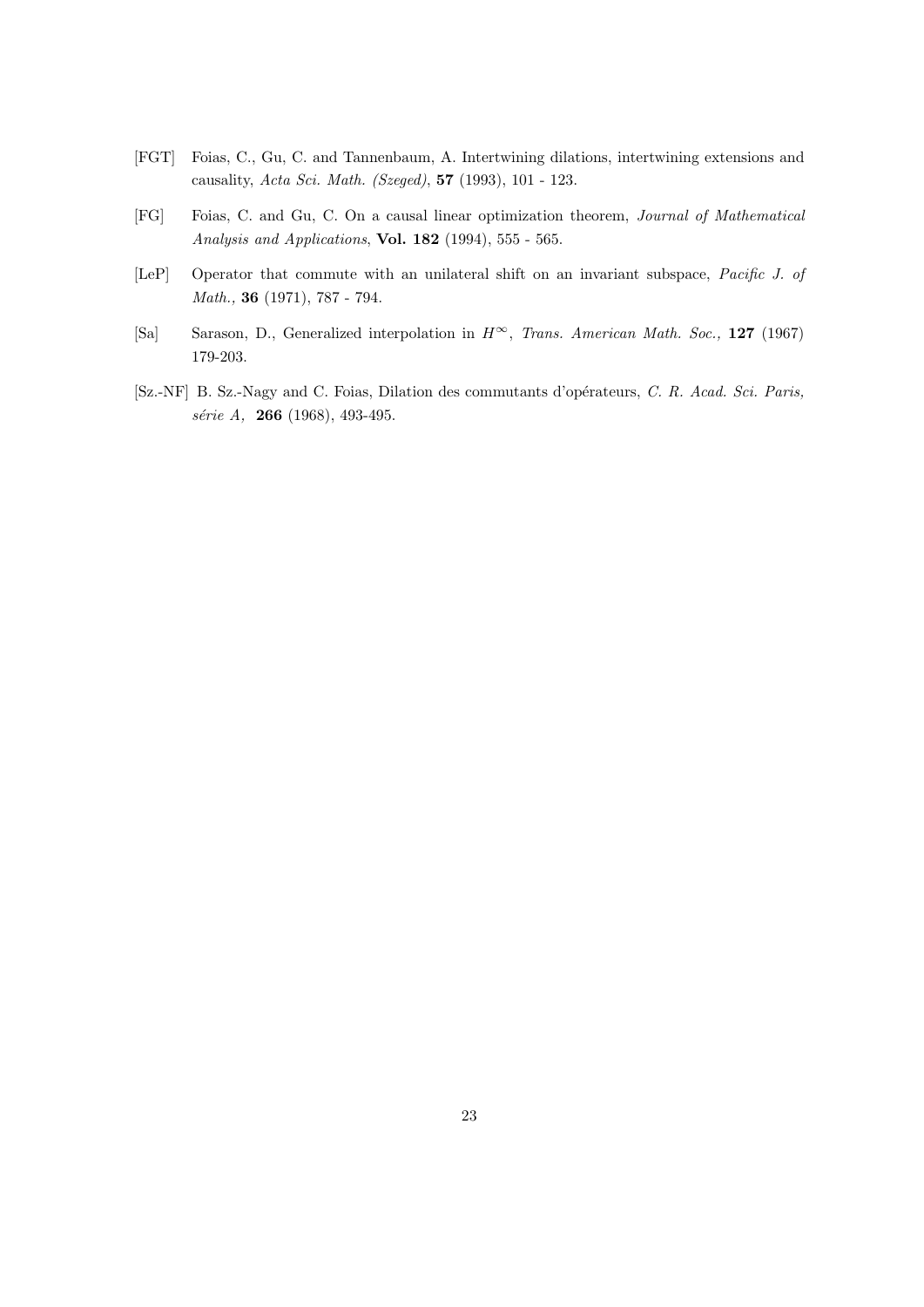[FGT] Foias, C., Gu, C. and Tannenbaum, A. Intertwining dilations, intertwining extensions and causality, *Acta Sci. Math. (Szeged)*, **57** (1993), 101 - 123.

[FG] Foias, C. and Gu, C. On a causal linear optimization theorem, *Journal of Mathematical Analysis and Applications*, **Vol. 182** (1994), 555 - 565.

[LeP] Operator that commute with an unilateral shift on an invariant subspace, *Pacific J. of Math.,* **36** (1971), 787 - 794.

[Sa] Sarason, D., Generalized interpolation in $H^\infty$, *Trans. American Math. Soc.,* **127** (1967) 179-203.

[Sz.-NF] B. Sz.-Nagy and C. Foias, Dilation des commutants d'opérateurs, *C. R. Acad. Sci. Paris, série A,* **266** (1968), 493-495.